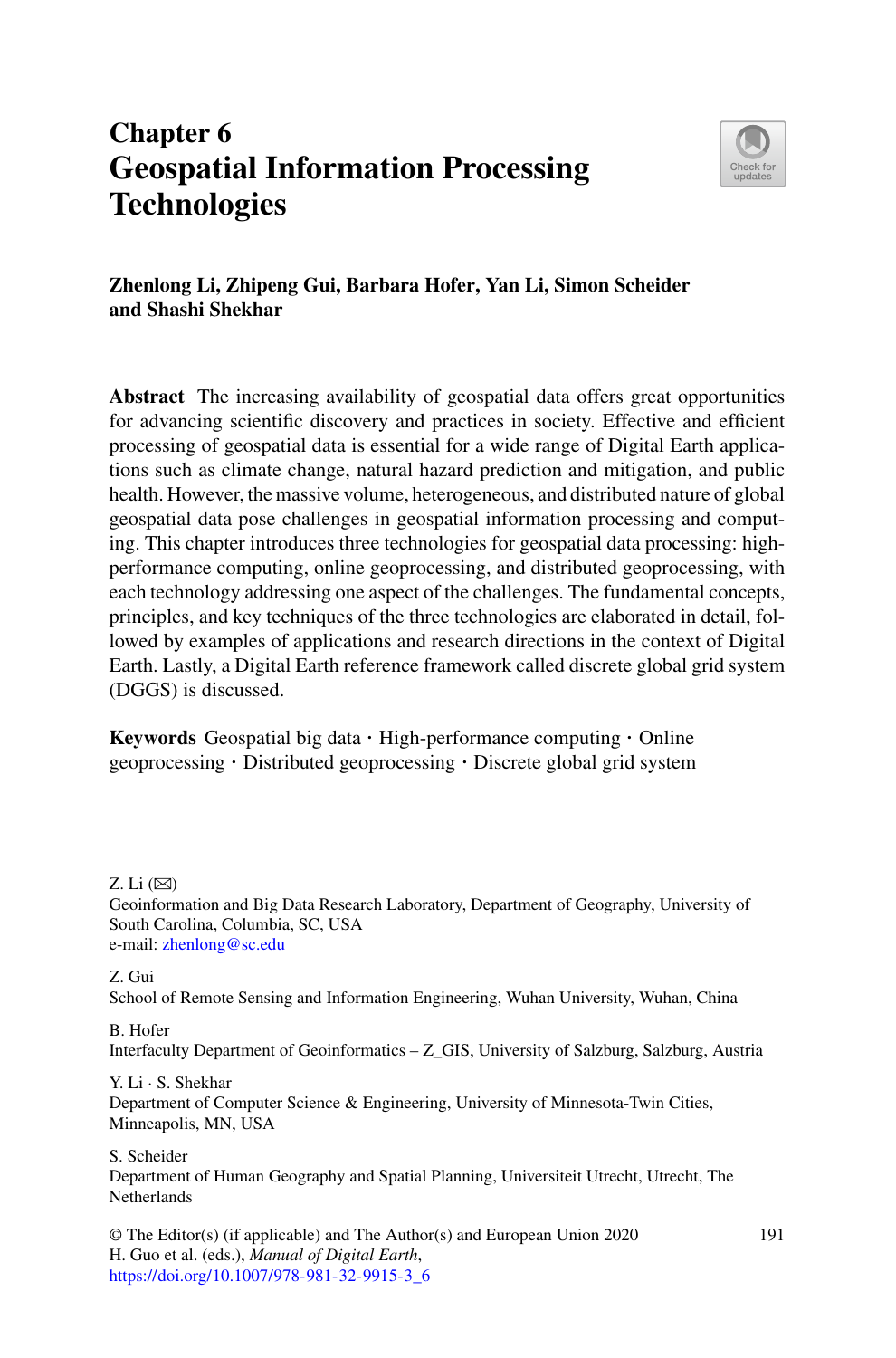# Chapter 6
# Geospatial Information Processing Technologies

**Zhenlong Li, Zhipeng Gui, Barbara Hofer, Yan Li, Simon Scheider and Shashi Shekhar**

**Abstract** The increasing availability of geospatial data offers great opportunities for advancing scientific discovery and practices in society. Effective and efficient processing of geospatial data is essential for a wide range of Digital Earth applications such as climate change, natural hazard prediction and mitigation, and public health. However, the massive volume, heterogeneous, and distributed nature of global geospatial data pose challenges in geospatial information processing and computing. This chapter introduces three technologies for geospatial data processing: high-performance computing, online geoprocessing, and distributed geoprocessing, with each technology addressing one aspect of the challenges. The fundamental concepts, principles, and key techniques of the three technologies are elaborated in detail, followed by examples of applications and research directions in the context of Digital Earth. Lastly, a Digital Earth reference framework called discrete global grid system (DGGS) is discussed.

**Keywords** Geospatial big data · High-performance computing · Online geoprocessing · Distributed geoprocessing · Discrete global grid system

---

Z. Li (✉)
Geoinformation and Big Data Research Laboratory, Department of Geography, University of South Carolina, Columbia, SC, USA
e-mail: zhenlong@sc.edu

Z. Gui
School of Remote Sensing and Information Engineering, Wuhan University, Wuhan, China

B. Hofer
Interfaculty Department of Geoinformatics – Z_GIS, University of Salzburg, Salzburg, Austria

Y. Li · S. Shekhar
Department of Computer Science & Engineering, University of Minnesota-Twin Cities, Minneapolis, MN, USA

S. Scheider
Department of Human Geography and Spatial Planning, Universiteit Utrecht, Utrecht, The Netherlands

© The Editor(s) (if applicable) and The Author(s) and European Union 2020
H. Guo et al. (eds.), *Manual of Digital Earth*,
https://doi.org/10.1007/978-981-32-9915-3_6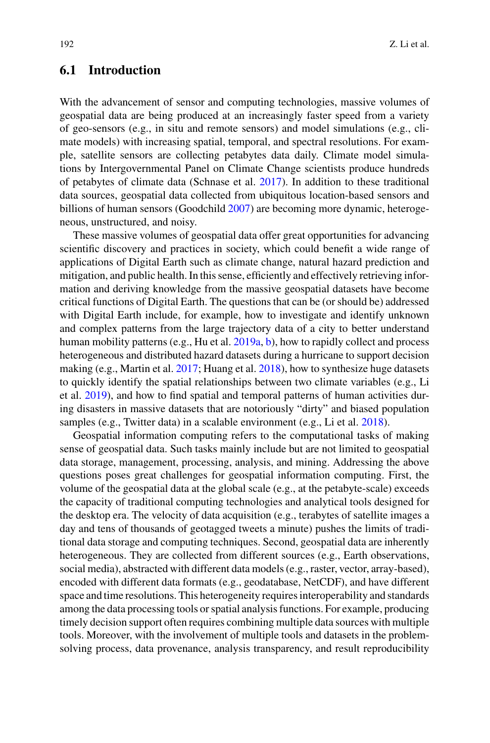## 6.1 Introduction

With the advancement of sensor and computing technologies, massive volumes of geospatial data are being produced at an increasingly faster speed from a variety of geo-sensors (e.g., in situ and remote sensors) and model simulations (e.g., climate models) with increasing spatial, temporal, and spectral resolutions. For example, satellite sensors are collecting petabytes data daily. Climate model simulations by Intergovernmental Panel on Climate Change scientists produce hundreds of petabytes of climate data (Schnase et al. 2017). In addition to these traditional data sources, geospatial data collected from ubiquitous location-based sensors and billions of human sensors (Goodchild 2007) are becoming more dynamic, heterogeneous, unstructured, and noisy.

These massive volumes of geospatial data offer great opportunities for advancing scientific discovery and practices in society, which could benefit a wide range of applications of Digital Earth such as climate change, natural hazard prediction and mitigation, and public health. In this sense, efficiently and effectively retrieving information and deriving knowledge from the massive geospatial datasets have become critical functions of Digital Earth. The questions that can be (or should be) addressed with Digital Earth include, for example, how to investigate and identify unknown and complex patterns from the large trajectory data of a city to better understand human mobility patterns (e.g., Hu et al. 2019a, b), how to rapidly collect and process heterogeneous and distributed hazard datasets during a hurricane to support decision making (e.g., Martin et al. 2017; Huang et al. 2018), how to synthesize huge datasets to quickly identify the spatial relationships between two climate variables (e.g., Li et al. 2019), and how to find spatial and temporal patterns of human activities during disasters in massive datasets that are notoriously "dirty" and biased population samples (e.g., Twitter data) in a scalable environment (e.g., Li et al. 2018).

Geospatial information computing refers to the computational tasks of making sense of geospatial data. Such tasks mainly include but are not limited to geospatial data storage, management, processing, analysis, and mining. Addressing the above questions poses great challenges for geospatial information computing. First, the volume of the geospatial data at the global scale (e.g., at the petabyte-scale) exceeds the capacity of traditional computing technologies and analytical tools designed for the desktop era. The velocity of data acquisition (e.g., terabytes of satellite images a day and tens of thousands of geotagged tweets a minute) pushes the limits of traditional data storage and computing techniques. Second, geospatial data are inherently heterogeneous. They are collected from different sources (e.g., Earth observations, social media), abstracted with different data models (e.g., raster, vector, array-based), encoded with different data formats (e.g., geodatabase, NetCDF), and have different space and time resolutions. This heterogeneity requires interoperability and standards among the data processing tools or spatial analysis functions. For example, producing timely decision support often requires combining multiple data sources with multiple tools. Moreover, with the involvement of multiple tools and datasets in the problem-solving process, data provenance, analysis transparency, and result reproducibility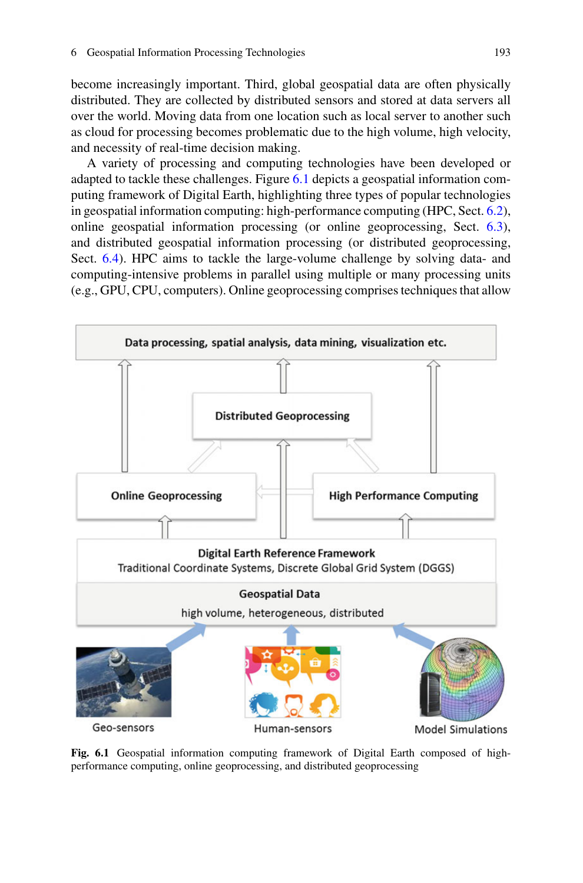become increasingly important. Third, global geospatial data are often physically distributed. They are collected by distributed sensors and stored at data servers all over the world. Moving data from one location such as local server to another such as cloud for processing becomes problematic due to the high volume, high velocity, and necessity of real-time decision making.

A variety of processing and computing technologies have been developed or adapted to tackle these challenges. Figure 6.1 depicts a geospatial information computing framework of Digital Earth, highlighting three types of popular technologies in geospatial information computing: high-performance computing (HPC, Sect. 6.2), online geospatial information processing (or online geoprocessing, Sect. 6.3), and distributed geospatial information processing (or distributed geoprocessing, Sect. 6.4). HPC aims to tackle the large-volume challenge by solving data- and computing-intensive problems in parallel using multiple or many processing units (e.g., GPU, CPU, computers). Online geoprocessing comprises techniques that allow

**Fig. 6.1** Geospatial information computing framework of Digital Earth composed of high-performance computing, online geoprocessing, and distributed geoprocessing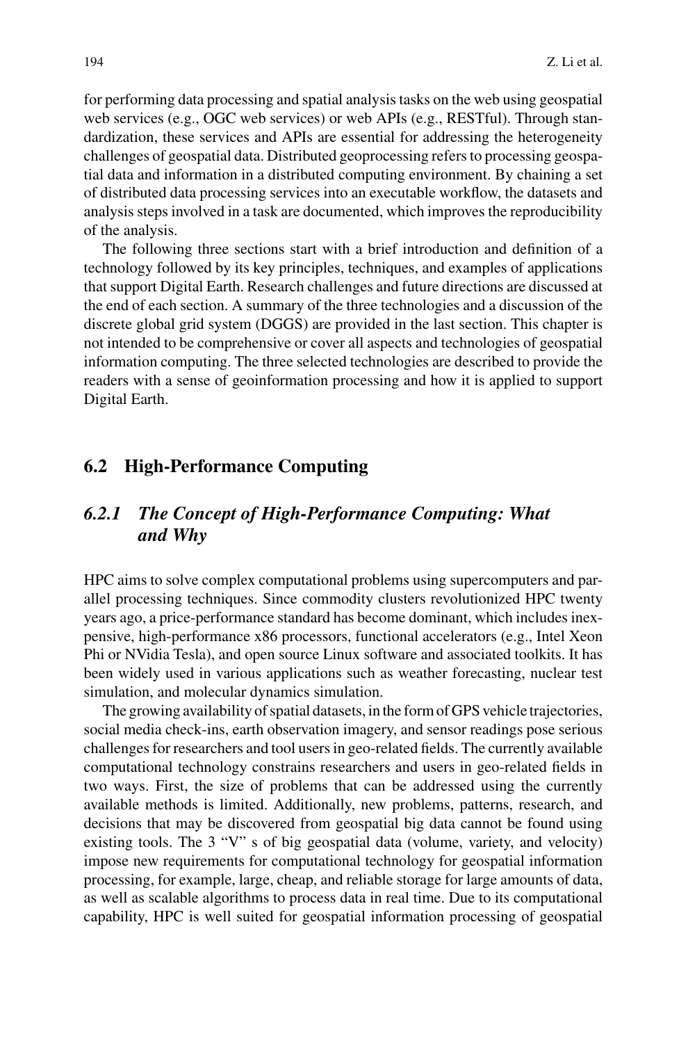for performing data processing and spatial analysis tasks on the web using geospatial web services (e.g., OGC web services) or web APIs (e.g., RESTful). Through standardization, these services and APIs are essential for addressing the heterogeneity challenges of geospatial data. Distributed geoprocessing refers to processing geospatial data and information in a distributed computing environment. By chaining a set of distributed data processing services into an executable workflow, the datasets and analysis steps involved in a task are documented, which improves the reproducibility of the analysis.

The following three sections start with a brief introduction and definition of a technology followed by its key principles, techniques, and examples of applications that support Digital Earth. Research challenges and future directions are discussed at the end of each section. A summary of the three technologies and a discussion of the discrete global grid system (DGGS) are provided in the last section. This chapter is not intended to be comprehensive or cover all aspects and technologies of geospatial information computing. The three selected technologies are described to provide the readers with a sense of geoinformation processing and how it is applied to support Digital Earth.

## 6.2 High-Performance Computing

### *6.2.1 The Concept of High-Performance Computing: What and Why*

HPC aims to solve complex computational problems using supercomputers and parallel processing techniques. Since commodity clusters revolutionized HPC twenty years ago, a price-performance standard has become dominant, which includes inexpensive, high-performance x86 processors, functional accelerators (e.g., Intel Xeon Phi or NVidia Tesla), and open source Linux software and associated toolkits. It has been widely used in various applications such as weather forecasting, nuclear test simulation, and molecular dynamics simulation.

The growing availability of spatial datasets, in the form of GPS vehicle trajectories, social media check-ins, earth observation imagery, and sensor readings pose serious challenges for researchers and tool users in geo-related fields. The currently available computational technology constrains researchers and users in geo-related fields in two ways. First, the size of problems that can be addressed using the currently available methods is limited. Additionally, new problems, patterns, research, and decisions that may be discovered from geospatial big data cannot be found using existing tools. The 3 "V" s of big geospatial data (volume, variety, and velocity) impose new requirements for computational technology for geospatial information processing, for example, large, cheap, and reliable storage for large amounts of data, as well as scalable algorithms to process data in real time. Due to its computational capability, HPC is well suited for geospatial information processing of geospatial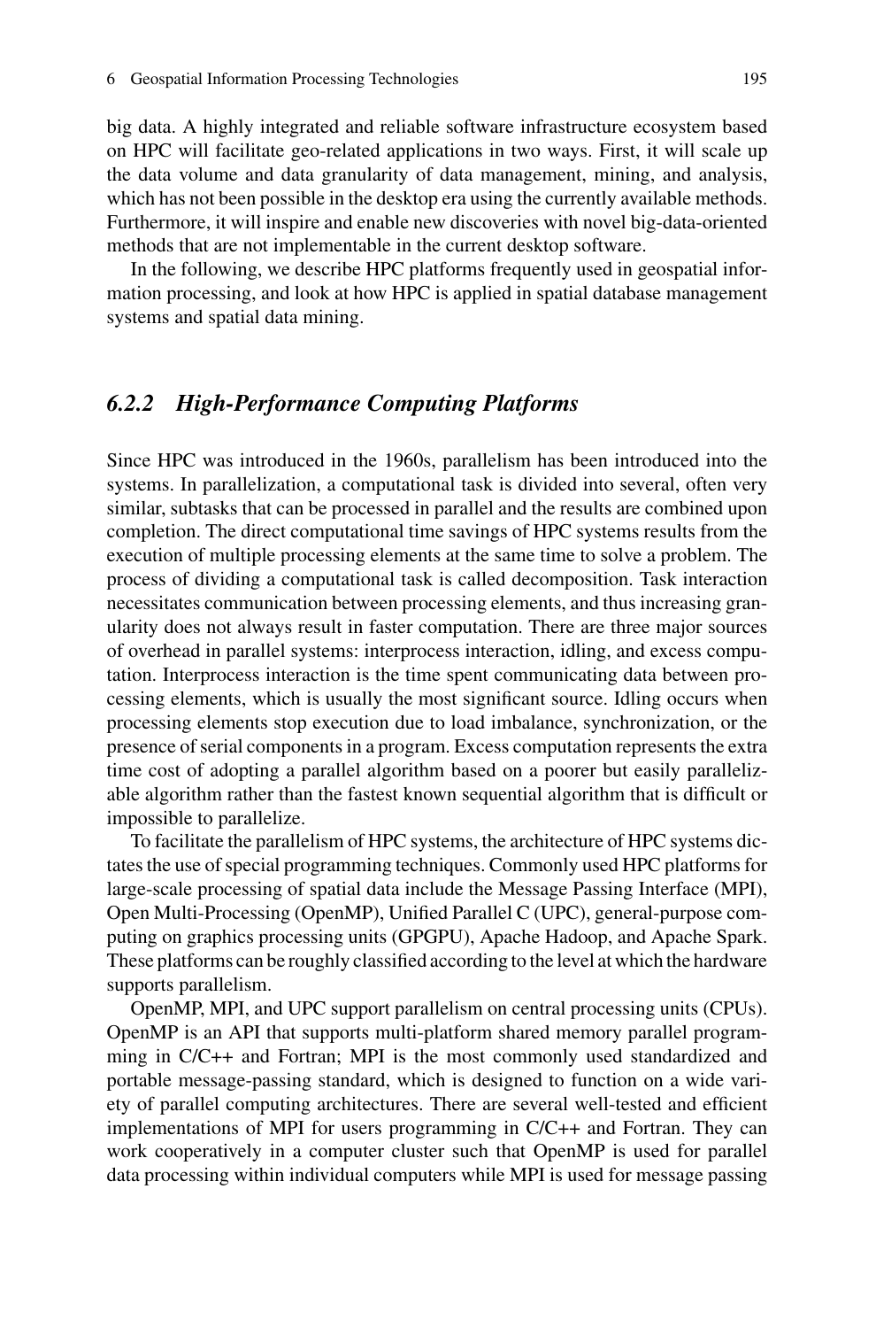big data. A highly integrated and reliable software infrastructure ecosystem based on HPC will facilitate geo-related applications in two ways. First, it will scale up the data volume and data granularity of data management, mining, and analysis, which has not been possible in the desktop era using the currently available methods. Furthermore, it will inspire and enable new discoveries with novel big-data-oriented methods that are not implementable in the current desktop software.

In the following, we describe HPC platforms frequently used in geospatial information processing, and look at how HPC is applied in spatial database management systems and spatial data mining.

### *6.2.2 High-Performance Computing Platforms*

Since HPC was introduced in the 1960s, parallelism has been introduced into the systems. In parallelization, a computational task is divided into several, often very similar, subtasks that can be processed in parallel and the results are combined upon completion. The direct computational time savings of HPC systems results from the execution of multiple processing elements at the same time to solve a problem. The process of dividing a computational task is called decomposition. Task interaction necessitates communication between processing elements, and thus increasing granularity does not always result in faster computation. There are three major sources of overhead in parallel systems: interprocess interaction, idling, and excess computation. Interprocess interaction is the time spent communicating data between processing elements, which is usually the most significant source. Idling occurs when processing elements stop execution due to load imbalance, synchronization, or the presence of serial components in a program. Excess computation represents the extra time cost of adopting a parallel algorithm based on a poorer but easily parallelizable algorithm rather than the fastest known sequential algorithm that is difficult or impossible to parallelize.

To facilitate the parallelism of HPC systems, the architecture of HPC systems dictates the use of special programming techniques. Commonly used HPC platforms for large-scale processing of spatial data include the Message Passing Interface (MPI), Open Multi-Processing (OpenMP), Unified Parallel C (UPC), general-purpose computing on graphics processing units (GPGPU), Apache Hadoop, and Apache Spark. These platforms can be roughly classified according to the level at which the hardware supports parallelism.

OpenMP, MPI, and UPC support parallelism on central processing units (CPUs). OpenMP is an API that supports multi-platform shared memory parallel programming in C/C++ and Fortran; MPI is the most commonly used standardized and portable message-passing standard, which is designed to function on a wide variety of parallel computing architectures. There are several well-tested and efficient implementations of MPI for users programming in C/C++ and Fortran. They can work cooperatively in a computer cluster such that OpenMP is used for parallel data processing within individual computers while MPI is used for message passing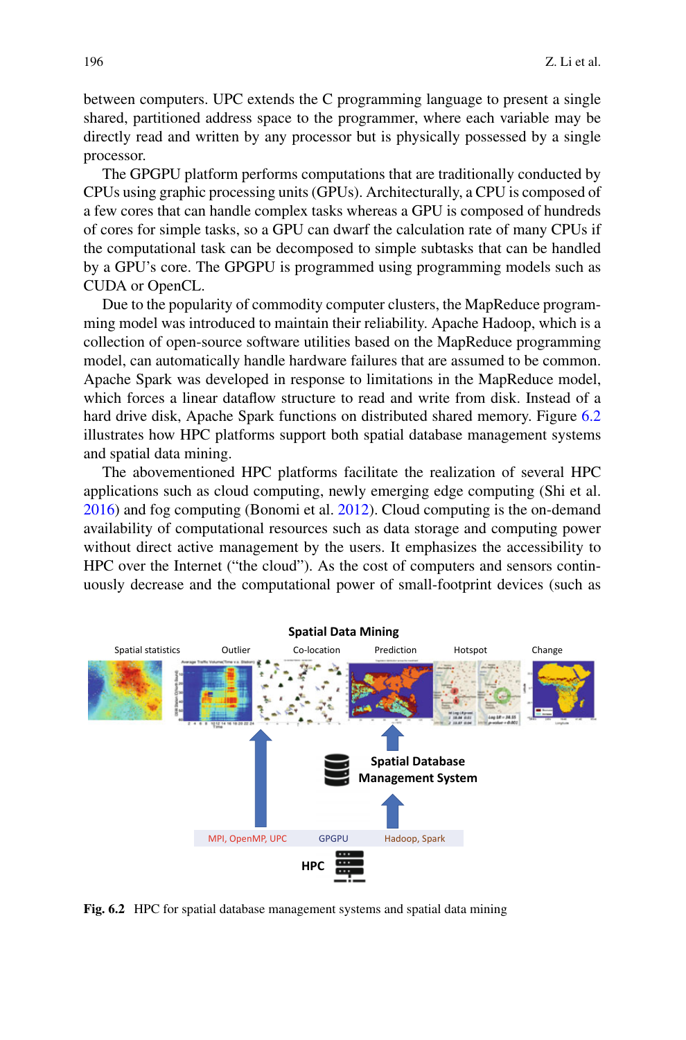between computers. UPC extends the C programming language to present a single shared, partitioned address space to the programmer, where each variable may be directly read and written by any processor but is physically possessed by a single processor.

The GPGPU platform performs computations that are traditionally conducted by CPUs using graphic processing units (GPUs). Architecturally, a CPU is composed of a few cores that can handle complex tasks whereas a GPU is composed of hundreds of cores for simple tasks, so a GPU can dwarf the calculation rate of many CPUs if the computational task can be decomposed to simple subtasks that can be handled by a GPU's core. The GPGPU is programmed using programming models such as CUDA or OpenCL.

Due to the popularity of commodity computer clusters, the MapReduce programming model was introduced to maintain their reliability. Apache Hadoop, which is a collection of open-source software utilities based on the MapReduce programming model, can automatically handle hardware failures that are assumed to be common. Apache Spark was developed in response to limitations in the MapReduce model, which forces a linear dataflow structure to read and write from disk. Instead of a hard drive disk, Apache Spark functions on distributed shared memory. Figure 6.2 illustrates how HPC platforms support both spatial database management systems and spatial data mining.

The abovementioned HPC platforms facilitate the realization of several HPC applications such as cloud computing, newly emerging edge computing (Shi et al. 2016) and fog computing (Bonomi et al. 2012). Cloud computing is the on-demand availability of computational resources such as data storage and computing power without direct active management by the users. It emphasizes the accessibility to HPC over the Internet ("the cloud"). As the cost of computers and sensors continuously decrease and the computational power of small-footprint devices (such as

Spatial Data Mining

Spatial statistics, Outlier, Co-location, Prediction, Hotspot, Change

Spatial Database Management System

MPI, OpenMP, UPC | GPGPU | Hadoop, Spark

HPC

**Fig. 6.2** HPC for spatial database management systems and spatial data mining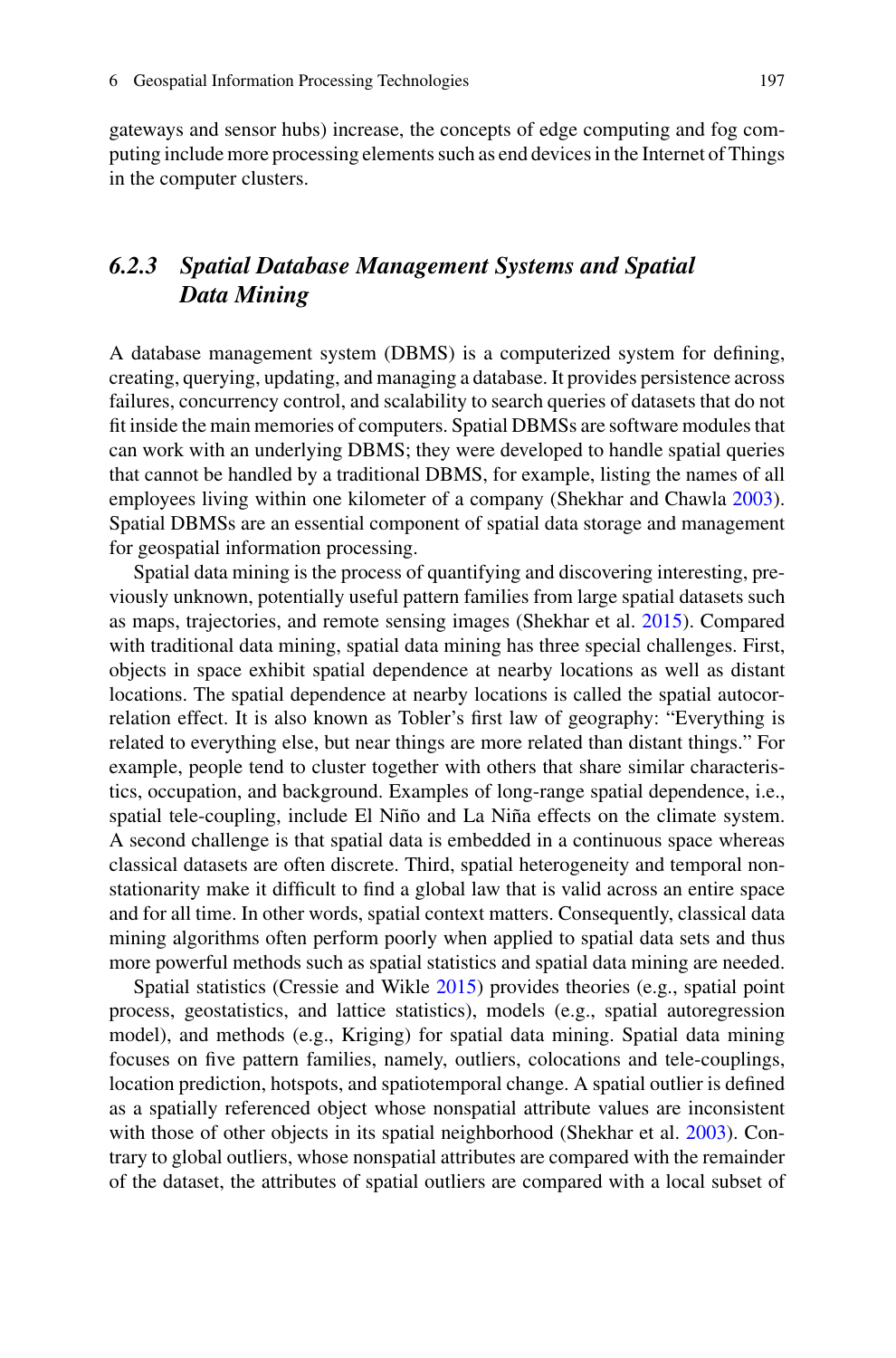gateways and sensor hubs) increase, the concepts of edge computing and fog computing include more processing elements such as end devices in the Internet of Things in the computer clusters.

### *6.2.3 Spatial Database Management Systems and Spatial Data Mining*

A database management system (DBMS) is a computerized system for defining, creating, querying, updating, and managing a database. It provides persistence across failures, concurrency control, and scalability to search queries of datasets that do not fit inside the main memories of computers. Spatial DBMSs are software modules that can work with an underlying DBMS; they were developed to handle spatial queries that cannot be handled by a traditional DBMS, for example, listing the names of all employees living within one kilometer of a company (Shekhar and Chawla 2003). Spatial DBMSs are an essential component of spatial data storage and management for geospatial information processing.

Spatial data mining is the process of quantifying and discovering interesting, previously unknown, potentially useful pattern families from large spatial datasets such as maps, trajectories, and remote sensing images (Shekhar et al. 2015). Compared with traditional data mining, spatial data mining has three special challenges. First, objects in space exhibit spatial dependence at nearby locations as well as distant locations. The spatial dependence at nearby locations is called the spatial autocorrelation effect. It is also known as Tobler's first law of geography: "Everything is related to everything else, but near things are more related than distant things." For example, people tend to cluster together with others that share similar characteristics, occupation, and background. Examples of long-range spatial dependence, i.e., spatial tele-coupling, include El Niño and La Niña effects on the climate system. A second challenge is that spatial data is embedded in a continuous space whereas classical datasets are often discrete. Third, spatial heterogeneity and temporal non-stationarity make it difficult to find a global law that is valid across an entire space and for all time. In other words, spatial context matters. Consequently, classical data mining algorithms often perform poorly when applied to spatial data sets and thus more powerful methods such as spatial statistics and spatial data mining are needed.

Spatial statistics (Cressie and Wikle 2015) provides theories (e.g., spatial point process, geostatistics, and lattice statistics), models (e.g., spatial autoregression model), and methods (e.g., Kriging) for spatial data mining. Spatial data mining focuses on five pattern families, namely, outliers, colocations and tele-couplings, location prediction, hotspots, and spatiotemporal change. A spatial outlier is defined as a spatially referenced object whose nonspatial attribute values are inconsistent with those of other objects in its spatial neighborhood (Shekhar et al. 2003). Contrary to global outliers, whose nonspatial attributes are compared with the remainder of the dataset, the attributes of spatial outliers are compared with a local subset of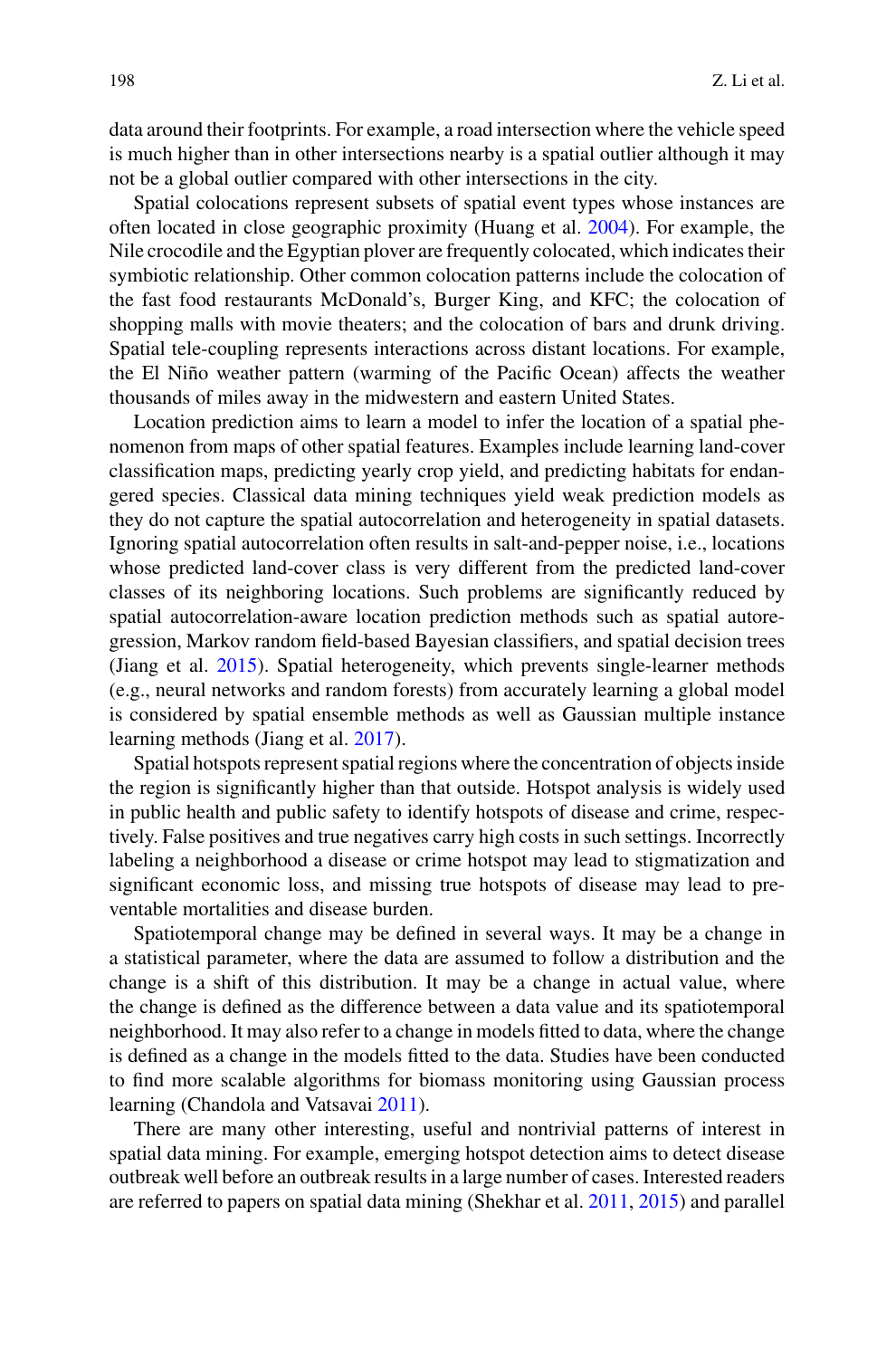data around their footprints. For example, a road intersection where the vehicle speed is much higher than in other intersections nearby is a spatial outlier although it may not be a global outlier compared with other intersections in the city.

Spatial colocations represent subsets of spatial event types whose instances are often located in close geographic proximity (Huang et al. 2004). For example, the Nile crocodile and the Egyptian plover are frequently colocated, which indicates their symbiotic relationship. Other common colocation patterns include the colocation of the fast food restaurants McDonald's, Burger King, and KFC; the colocation of shopping malls with movie theaters; and the colocation of bars and drunk driving. Spatial tele-coupling represents interactions across distant locations. For example, the El Niño weather pattern (warming of the Pacific Ocean) affects the weather thousands of miles away in the midwestern and eastern United States.

Location prediction aims to learn a model to infer the location of a spatial phenomenon from maps of other spatial features. Examples include learning land-cover classification maps, predicting yearly crop yield, and predicting habitats for endangered species. Classical data mining techniques yield weak prediction models as they do not capture the spatial autocorrelation and heterogeneity in spatial datasets. Ignoring spatial autocorrelation often results in salt-and-pepper noise, i.e., locations whose predicted land-cover class is very different from the predicted land-cover classes of its neighboring locations. Such problems are significantly reduced by spatial autocorrelation-aware location prediction methods such as spatial autoregression, Markov random field-based Bayesian classifiers, and spatial decision trees (Jiang et al. 2015). Spatial heterogeneity, which prevents single-learner methods (e.g., neural networks and random forests) from accurately learning a global model is considered by spatial ensemble methods as well as Gaussian multiple instance learning methods (Jiang et al. 2017).

Spatial hotspots represent spatial regions where the concentration of objects inside the region is significantly higher than that outside. Hotspot analysis is widely used in public health and public safety to identify hotspots of disease and crime, respectively. False positives and true negatives carry high costs in such settings. Incorrectly labeling a neighborhood a disease or crime hotspot may lead to stigmatization and significant economic loss, and missing true hotspots of disease may lead to preventable mortalities and disease burden.

Spatiotemporal change may be defined in several ways. It may be a change in a statistical parameter, where the data are assumed to follow a distribution and the change is a shift of this distribution. It may be a change in actual value, where the change is defined as the difference between a data value and its spatiotemporal neighborhood. It may also refer to a change in models fitted to data, where the change is defined as a change in the models fitted to the data. Studies have been conducted to find more scalable algorithms for biomass monitoring using Gaussian process learning (Chandola and Vatsavai 2011).

There are many other interesting, useful and nontrivial patterns of interest in spatial data mining. For example, emerging hotspot detection aims to detect disease outbreak well before an outbreak results in a large number of cases. Interested readers are referred to papers on spatial data mining (Shekhar et al. 2011, 2015) and parallel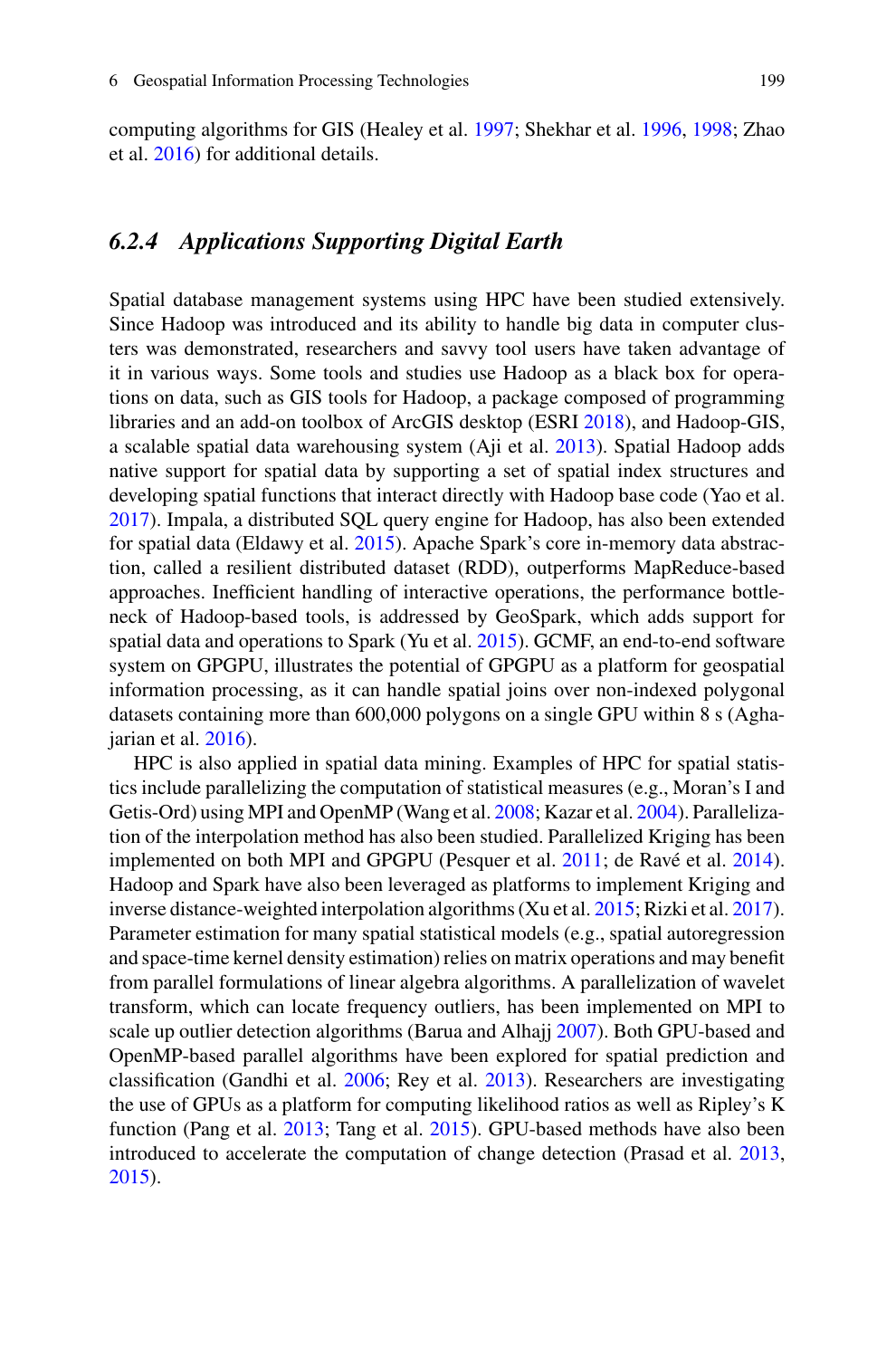computing algorithms for GIS (Healey et al. 1997; Shekhar et al. 1996, 1998; Zhao et al. 2016) for additional details.

### *6.2.4 Applications Supporting Digital Earth*

Spatial database management systems using HPC have been studied extensively. Since Hadoop was introduced and its ability to handle big data in computer clusters was demonstrated, researchers and savvy tool users have taken advantage of it in various ways. Some tools and studies use Hadoop as a black box for operations on data, such as GIS tools for Hadoop, a package composed of programming libraries and an add-on toolbox of ArcGIS desktop (ESRI 2018), and Hadoop-GIS, a scalable spatial data warehousing system (Aji et al. 2013). Spatial Hadoop adds native support for spatial data by supporting a set of spatial index structures and developing spatial functions that interact directly with Hadoop base code (Yao et al. 2017). Impala, a distributed SQL query engine for Hadoop, has also been extended for spatial data (Eldawy et al. 2015). Apache Spark's core in-memory data abstraction, called a resilient distributed dataset (RDD), outperforms MapReduce-based approaches. Inefficient handling of interactive operations, the performance bottleneck of Hadoop-based tools, is addressed by GeoSpark, which adds support for spatial data and operations to Spark (Yu et al. 2015). GCMF, an end-to-end software system on GPGPU, illustrates the potential of GPGPU as a platform for geospatial information processing, as it can handle spatial joins over non-indexed polygonal datasets containing more than 600,000 polygons on a single GPU within 8 s (Aghajarian et al. 2016).

HPC is also applied in spatial data mining. Examples of HPC for spatial statistics include parallelizing the computation of statistical measures (e.g., Moran's I and Getis-Ord) using MPI and OpenMP (Wang et al. 2008; Kazar et al. 2004). Parallelization of the interpolation method has also been studied. Parallelized Kriging has been implemented on both MPI and GPGPU (Pesquer et al. 2011; de Ravé et al. 2014). Hadoop and Spark have also been leveraged as platforms to implement Kriging and inverse distance-weighted interpolation algorithms (Xu et al. 2015; Rizki et al. 2017). Parameter estimation for many spatial statistical models (e.g., spatial autoregression and space-time kernel density estimation) relies on matrix operations and may benefit from parallel formulations of linear algebra algorithms. A parallelization of wavelet transform, which can locate frequency outliers, has been implemented on MPI to scale up outlier detection algorithms (Barua and Alhajj 2007). Both GPU-based and OpenMP-based parallel algorithms have been explored for spatial prediction and classification (Gandhi et al. 2006; Rey et al. 2013). Researchers are investigating the use of GPUs as a platform for computing likelihood ratios as well as Ripley's K function (Pang et al. 2013; Tang et al. 2015). GPU-based methods have also been introduced to accelerate the computation of change detection (Prasad et al. 2013, 2015).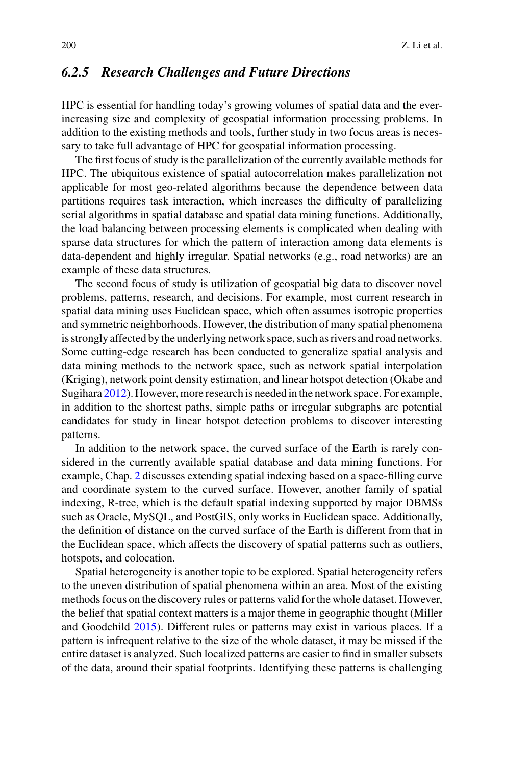### *6.2.5 Research Challenges and Future Directions*

HPC is essential for handling today's growing volumes of spatial data and the ever-increasing size and complexity of geospatial information processing problems. In addition to the existing methods and tools, further study in two focus areas is necessary to take full advantage of HPC for geospatial information processing.

The first focus of study is the parallelization of the currently available methods for HPC. The ubiquitous existence of spatial autocorrelation makes parallelization not applicable for most geo-related algorithms because the dependence between data partitions requires task interaction, which increases the difficulty of parallelizing serial algorithms in spatial database and spatial data mining functions. Additionally, the load balancing between processing elements is complicated when dealing with sparse data structures for which the pattern of interaction among data elements is data-dependent and highly irregular. Spatial networks (e.g., road networks) are an example of these data structures.

The second focus of study is utilization of geospatial big data to discover novel problems, patterns, research, and decisions. For example, most current research in spatial data mining uses Euclidean space, which often assumes isotropic properties and symmetric neighborhoods. However, the distribution of many spatial phenomena is strongly affected by the underlying network space, such as rivers and road networks. Some cutting-edge research has been conducted to generalize spatial analysis and data mining methods to the network space, such as network spatial interpolation (Kriging), network point density estimation, and linear hotspot detection (Okabe and Sugihara 2012). However, more research is needed in the network space. For example, in addition to the shortest paths, simple paths or irregular subgraphs are potential candidates for study in linear hotspot detection problems to discover interesting patterns.

In addition to the network space, the curved surface of the Earth is rarely considered in the currently available spatial database and data mining functions. For example, Chap. 2 discusses extending spatial indexing based on a space-filling curve and coordinate system to the curved surface. However, another family of spatial indexing, R-tree, which is the default spatial indexing supported by major DBMSs such as Oracle, MySQL, and PostGIS, only works in Euclidean space. Additionally, the definition of distance on the curved surface of the Earth is different from that in the Euclidean space, which affects the discovery of spatial patterns such as outliers, hotspots, and colocation.

Spatial heterogeneity is another topic to be explored. Spatial heterogeneity refers to the uneven distribution of spatial phenomena within an area. Most of the existing methods focus on the discovery rules or patterns valid for the whole dataset. However, the belief that spatial context matters is a major theme in geographic thought (Miller and Goodchild 2015). Different rules or patterns may exist in various places. If a pattern is infrequent relative to the size of the whole dataset, it may be missed if the entire dataset is analyzed. Such localized patterns are easier to find in smaller subsets of the data, around their spatial footprints. Identifying these patterns is challenging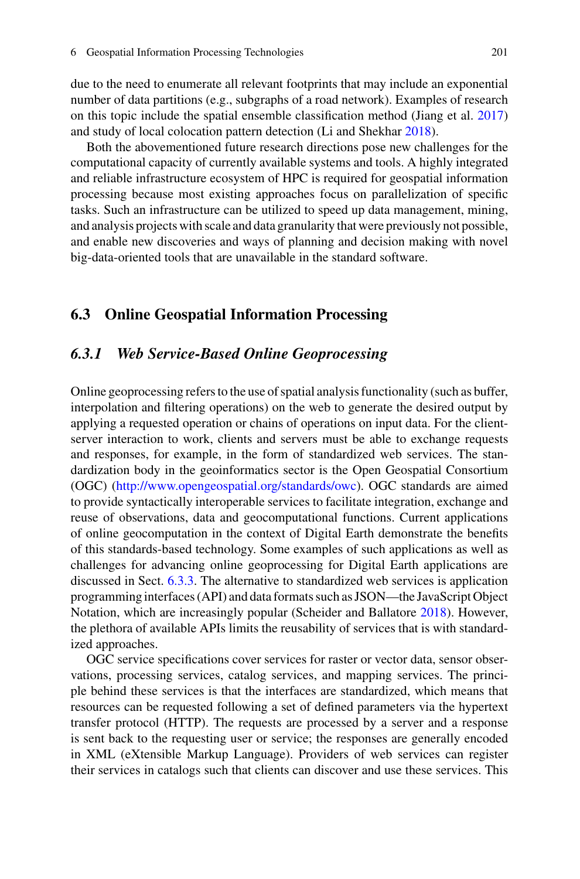due to the need to enumerate all relevant footprints that may include an exponential number of data partitions (e.g., subgraphs of a road network). Examples of research on this topic include the spatial ensemble classification method (Jiang et al. 2017) and study of local colocation pattern detection (Li and Shekhar 2018).

Both the abovementioned future research directions pose new challenges for the computational capacity of currently available systems and tools. A highly integrated and reliable infrastructure ecosystem of HPC is required for geospatial information processing because most existing approaches focus on parallelization of specific tasks. Such an infrastructure can be utilized to speed up data management, mining, and analysis projects with scale and data granularity that were previously not possible, and enable new discoveries and ways of planning and decision making with novel big-data-oriented tools that are unavailable in the standard software.

## 6.3 Online Geospatial Information Processing

### *6.3.1 Web Service-Based Online Geoprocessing*

Online geoprocessing refers to the use of spatial analysis functionality (such as buffer, interpolation and filtering operations) on the web to generate the desired output by applying a requested operation or chains of operations on input data. For the client-server interaction to work, clients and servers must be able to exchange requests and responses, for example, in the form of standardized web services. The standardization body in the geoinformatics sector is the Open Geospatial Consortium (OGC) (http://www.opengeospatial.org/standards/owc). OGC standards are aimed to provide syntactically interoperable services to facilitate integration, exchange and reuse of observations, data and geocomputational functions. Current applications of online geocomputation in the context of Digital Earth demonstrate the benefits of this standards-based technology. Some examples of such applications as well as challenges for advancing online geoprocessing for Digital Earth applications are discussed in Sect. 6.3.3. The alternative to standardized web services is application programming interfaces (API) and data formats such as JSON—the JavaScript Object Notation, which are increasingly popular (Scheider and Ballatore 2018). However, the plethora of available APIs limits the reusability of services that is with standardized approaches.

OGC service specifications cover services for raster or vector data, sensor observations, processing services, catalog services, and mapping services. The principle behind these services is that the interfaces are standardized, which means that resources can be requested following a set of defined parameters via the hypertext transfer protocol (HTTP). The requests are processed by a server and a response is sent back to the requesting user or service; the responses are generally encoded in XML (eXtensible Markup Language). Providers of web services can register their services in catalogs such that clients can discover and use these services. This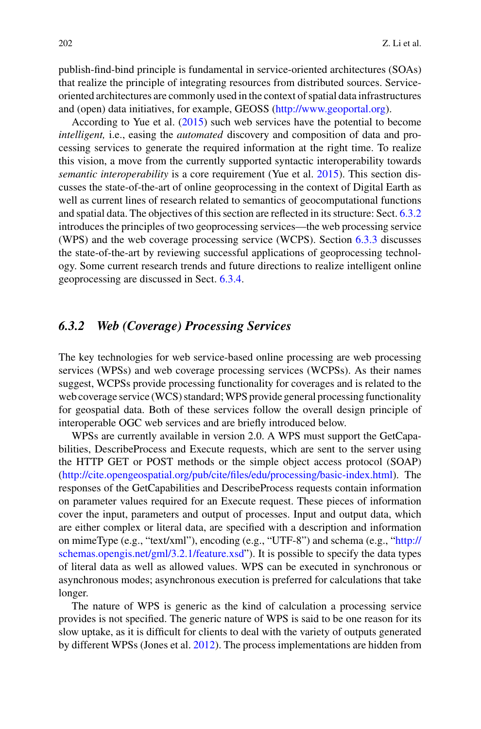publish-find-bind principle is fundamental in service-oriented architectures (SOAs) that realize the principle of integrating resources from distributed sources. Service-oriented architectures are commonly used in the context of spatial data infrastructures and (open) data initiatives, for example, GEOSS (http://www.geoportal.org).

According to Yue et al. (2015) such web services have the potential to become *intelligent,* i.e., easing the *automated* discovery and composition of data and processing services to generate the required information at the right time. To realize this vision, a move from the currently supported syntactic interoperability towards *semantic interoperability* is a core requirement (Yue et al. 2015). This section discusses the state-of-the-art of online geoprocessing in the context of Digital Earth as well as current lines of research related to semantics of geocomputational functions and spatial data. The objectives of this section are reflected in its structure: Sect. 6.3.2 introduces the principles of two geoprocessing services—the web processing service (WPS) and the web coverage processing service (WCPS). Section 6.3.3 discusses the state-of-the-art by reviewing successful applications of geoprocessing technology. Some current research trends and future directions to realize intelligent online geoprocessing are discussed in Sect. 6.3.4.

### 6.3.2 Web (Coverage) Processing Services

The key technologies for web service-based online processing are web processing services (WPSs) and web coverage processing services (WCPSs). As their names suggest, WCPSs provide processing functionality for coverages and is related to the web coverage service (WCS) standard; WPS provide general processing functionality for geospatial data. Both of these services follow the overall design principle of interoperable OGC web services and are briefly introduced below.

WPSs are currently available in version 2.0. A WPS must support the GetCapabilities, DescribeProcess and Execute requests, which are sent to the server using the HTTP GET or POST methods or the simple object access protocol (SOAP) (http://cite.opengeospatial.org/pub/cite/files/edu/processing/basic-index.html). The responses of the GetCapabilities and DescribeProcess requests contain information on parameter values required for an Execute request. These pieces of information cover the input, parameters and output of processes. Input and output data, which are either complex or literal data, are specified with a description and information on mimeType (e.g., "text/xml"), encoding (e.g., "UTF-8") and schema (e.g., "http://schemas.opengis.net/gml/3.2.1/feature.xsd"). It is possible to specify the data types of literal data as well as allowed values. WPS can be executed in synchronous or asynchronous modes; asynchronous execution is preferred for calculations that take longer.

The nature of WPS is generic as the kind of calculation a processing service provides is not specified. The generic nature of WPS is said to be one reason for its slow uptake, as it is difficult for clients to deal with the variety of outputs generated by different WPSs (Jones et al. 2012). The process implementations are hidden from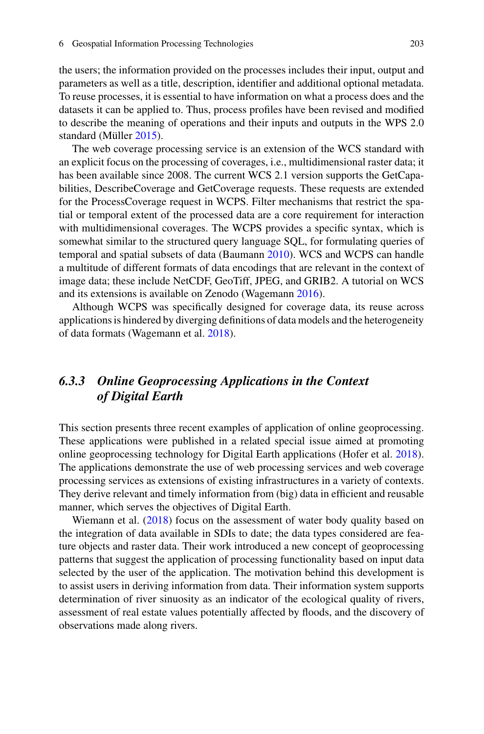the users; the information provided on the processes includes their input, output and parameters as well as a title, description, identifier and additional optional metadata. To reuse processes, it is essential to have information on what a process does and the datasets it can be applied to. Thus, process profiles have been revised and modified to describe the meaning of operations and their inputs and outputs in the WPS 2.0 standard (Müller 2015).

The web coverage processing service is an extension of the WCS standard with an explicit focus on the processing of coverages, i.e., multidimensional raster data; it has been available since 2008. The current WCS 2.1 version supports the GetCapabilities, DescribeCoverage and GetCoverage requests. These requests are extended for the ProcessCoverage request in WCPS. Filter mechanisms that restrict the spatial or temporal extent of the processed data are a core requirement for interaction with multidimensional coverages. The WCPS provides a specific syntax, which is somewhat similar to the structured query language SQL, for formulating queries of temporal and spatial subsets of data (Baumann 2010). WCS and WCPS can handle a multitude of different formats of data encodings that are relevant in the context of image data; these include NetCDF, GeoTiff, JPEG, and GRIB2. A tutorial on WCS and its extensions is available on Zenodo (Wagemann 2016).

Although WCPS was specifically designed for coverage data, its reuse across applications is hindered by diverging definitions of data models and the heterogeneity of data formats (Wagemann et al. 2018).

### 6.3.3 *Online Geoprocessing Applications in the Context of Digital Earth*

This section presents three recent examples of application of online geoprocessing. These applications were published in a related special issue aimed at promoting online geoprocessing technology for Digital Earth applications (Hofer et al. 2018). The applications demonstrate the use of web processing services and web coverage processing services as extensions of existing infrastructures in a variety of contexts. They derive relevant and timely information from (big) data in efficient and reusable manner, which serves the objectives of Digital Earth.

Wiemann et al. (2018) focus on the assessment of water body quality based on the integration of data available in SDIs to date; the data types considered are feature objects and raster data. Their work introduced a new concept of geoprocessing patterns that suggest the application of processing functionality based on input data selected by the user of the application. The motivation behind this development is to assist users in deriving information from data. Their information system supports determination of river sinuosity as an indicator of the ecological quality of rivers, assessment of real estate values potentially affected by floods, and the discovery of observations made along rivers.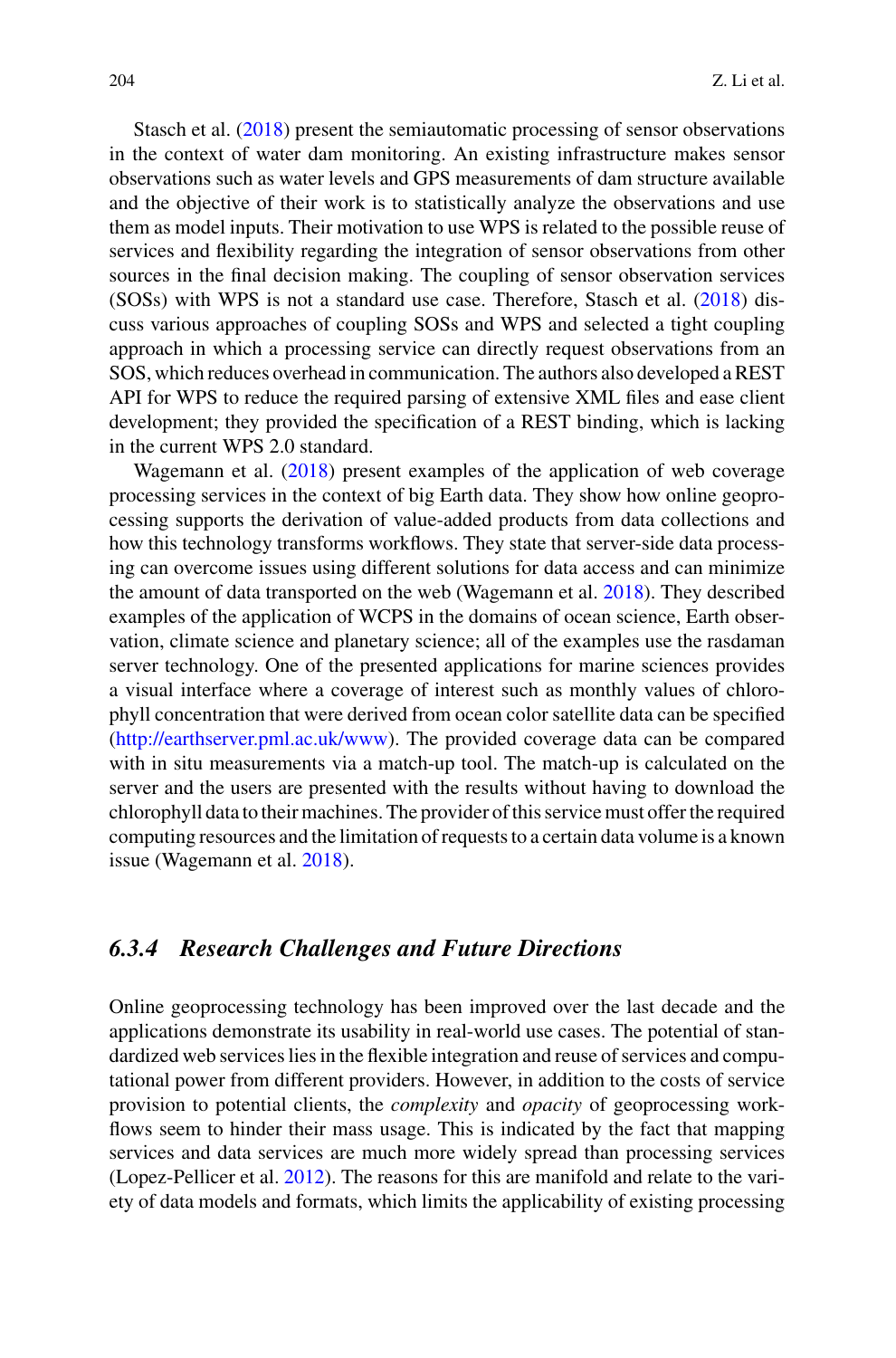Stasch et al. (2018) present the semiautomatic processing of sensor observations in the context of water dam monitoring. An existing infrastructure makes sensor observations such as water levels and GPS measurements of dam structure available and the objective of their work is to statistically analyze the observations and use them as model inputs. Their motivation to use WPS is related to the possible reuse of services and flexibility regarding the integration of sensor observations from other sources in the final decision making. The coupling of sensor observation services (SOSs) with WPS is not a standard use case. Therefore, Stasch et al. (2018) discuss various approaches of coupling SOSs and WPS and selected a tight coupling approach in which a processing service can directly request observations from an SOS, which reduces overhead in communication. The authors also developed a REST API for WPS to reduce the required parsing of extensive XML files and ease client development; they provided the specification of a REST binding, which is lacking in the current WPS 2.0 standard.

Wagemann et al. (2018) present examples of the application of web coverage processing services in the context of big Earth data. They show how online geoprocessing supports the derivation of value-added products from data collections and how this technology transforms workflows. They state that server-side data processing can overcome issues using different solutions for data access and can minimize the amount of data transported on the web (Wagemann et al. 2018). They described examples of the application of WCPS in the domains of ocean science, Earth observation, climate science and planetary science; all of the examples use the rasdaman server technology. One of the presented applications for marine sciences provides a visual interface where a coverage of interest such as monthly values of chlorophyll concentration that were derived from ocean color satellite data can be specified (http://earthserver.pml.ac.uk/www). The provided coverage data can be compared with in situ measurements via a match-up tool. The match-up is calculated on the server and the users are presented with the results without having to download the chlorophyll data to their machines. The provider of this service must offer the required computing resources and the limitation of requests to a certain data volume is a known issue (Wagemann et al. 2018).

### 6.3.4 Research Challenges and Future Directions

Online geoprocessing technology has been improved over the last decade and the applications demonstrate its usability in real-world use cases. The potential of standardized web services lies in the flexible integration and reuse of services and computational power from different providers. However, in addition to the costs of service provision to potential clients, the *complexity* and *opacity* of geoprocessing workflows seem to hinder their mass usage. This is indicated by the fact that mapping services and data services are much more widely spread than processing services (Lopez-Pellicer et al. 2012). The reasons for this are manifold and relate to the variety of data models and formats, which limits the applicability of existing processing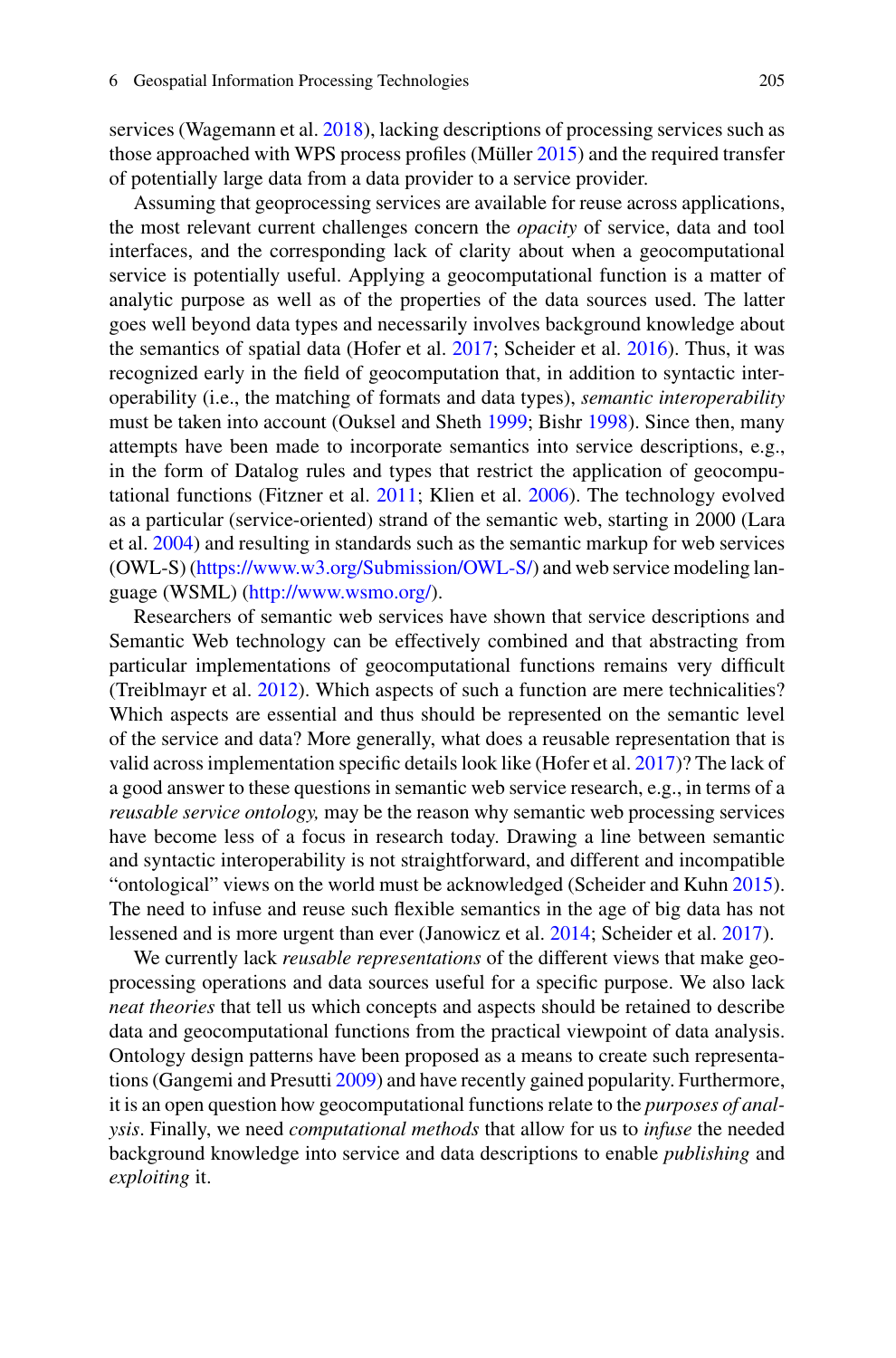services (Wagemann et al. 2018), lacking descriptions of processing services such as those approached with WPS process profiles (Müller 2015) and the required transfer of potentially large data from a data provider to a service provider.

Assuming that geoprocessing services are available for reuse across applications, the most relevant current challenges concern the *opacity* of service, data and tool interfaces, and the corresponding lack of clarity about when a geocomputational service is potentially useful. Applying a geocomputational function is a matter of analytic purpose as well as of the properties of the data sources used. The latter goes well beyond data types and necessarily involves background knowledge about the semantics of spatial data (Hofer et al. 2017; Scheider et al. 2016). Thus, it was recognized early in the field of geocomputation that, in addition to syntactic interoperability (i.e., the matching of formats and data types), *semantic interoperability* must be taken into account (Ouksel and Sheth 1999; Bishr 1998). Since then, many attempts have been made to incorporate semantics into service descriptions, e.g., in the form of Datalog rules and types that restrict the application of geocomputational functions (Fitzner et al. 2011; Klien et al. 2006). The technology evolved as a particular (service-oriented) strand of the semantic web, starting in 2000 (Lara et al. 2004) and resulting in standards such as the semantic markup for web services (OWL-S) (https://www.w3.org/Submission/OWL-S/) and web service modeling language (WSML) (http://www.wsmo.org/).

Researchers of semantic web services have shown that service descriptions and Semantic Web technology can be effectively combined and that abstracting from particular implementations of geocomputational functions remains very difficult (Treiblmayr et al. 2012). Which aspects of such a function are mere technicalities? Which aspects are essential and thus should be represented on the semantic level of the service and data? More generally, what does a reusable representation that is valid across implementation specific details look like (Hofer et al. 2017)? The lack of a good answer to these questions in semantic web service research, e.g., in terms of a *reusable service ontology,* may be the reason why semantic web processing services have become less of a focus in research today. Drawing a line between semantic and syntactic interoperability is not straightforward, and different and incompatible "ontological" views on the world must be acknowledged (Scheider and Kuhn 2015). The need to infuse and reuse such flexible semantics in the age of big data has not lessened and is more urgent than ever (Janowicz et al. 2014; Scheider et al. 2017).

We currently lack *reusable representations* of the different views that make geoprocessing operations and data sources useful for a specific purpose. We also lack *neat theories* that tell us which concepts and aspects should be retained to describe data and geocomputational functions from the practical viewpoint of data analysis. Ontology design patterns have been proposed as a means to create such representations (Gangemi and Presutti 2009) and have recently gained popularity. Furthermore, it is an open question how geocomputational functions relate to the *purposes of analysis*. Finally, we need *computational methods* that allow for us to *infuse* the needed background knowledge into service and data descriptions to enable *publishing* and *exploiting* it.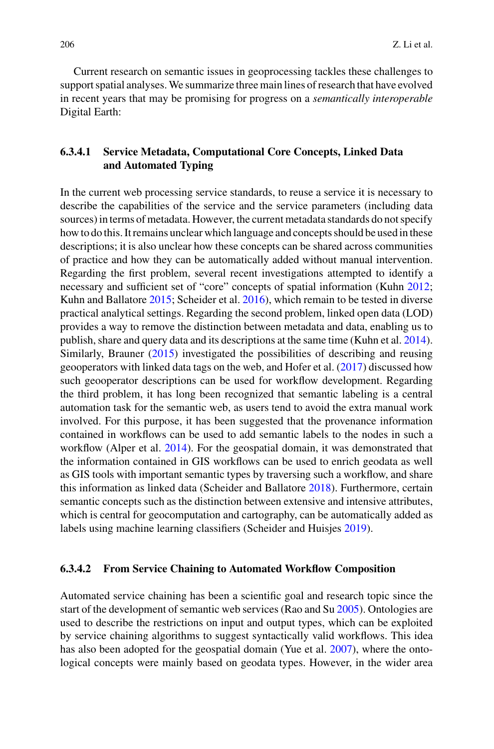Current research on semantic issues in geoprocessing tackles these challenges to support spatial analyses. We summarize three main lines of research that have evolved in recent years that may be promising for progress on a *semantically interoperable* Digital Earth:

#### 6.3.4.1 Service Metadata, Computational Core Concepts, Linked Data and Automated Typing

In the current web processing service standards, to reuse a service it is necessary to describe the capabilities of the service and the service parameters (including data sources) in terms of metadata. However, the current metadata standards do not specify how to do this. It remains unclear which language and concepts should be used in these descriptions; it is also unclear how these concepts can be shared across communities of practice and how they can be automatically added without manual intervention. Regarding the first problem, several recent investigations attempted to identify a necessary and sufficient set of "core" concepts of spatial information (Kuhn 2012; Kuhn and Ballatore 2015; Scheider et al. 2016), which remain to be tested in diverse practical analytical settings. Regarding the second problem, linked open data (LOD) provides a way to remove the distinction between metadata and data, enabling us to publish, share and query data and its descriptions at the same time (Kuhn et al. 2014). Similarly, Brauner (2015) investigated the possibilities of describing and reusing geooperators with linked data tags on the web, and Hofer et al. (2017) discussed how such geooperator descriptions can be used for workflow development. Regarding the third problem, it has long been recognized that semantic labeling is a central automation task for the semantic web, as users tend to avoid the extra manual work involved. For this purpose, it has been suggested that the provenance information contained in workflows can be used to add semantic labels to the nodes in such a workflow (Alper et al. 2014). For the geospatial domain, it was demonstrated that the information contained in GIS workflows can be used to enrich geodata as well as GIS tools with important semantic types by traversing such a workflow, and share this information as linked data (Scheider and Ballatore 2018). Furthermore, certain semantic concepts such as the distinction between extensive and intensive attributes, which is central for geocomputation and cartography, can be automatically added as labels using machine learning classifiers (Scheider and Huisjes 2019).

#### 6.3.4.2 From Service Chaining to Automated Workflow Composition

Automated service chaining has been a scientific goal and research topic since the start of the development of semantic web services (Rao and Su 2005). Ontologies are used to describe the restrictions on input and output types, which can be exploited by service chaining algorithms to suggest syntactically valid workflows. This idea has also been adopted for the geospatial domain (Yue et al. 2007), where the ontological concepts were mainly based on geodata types. However, in the wider area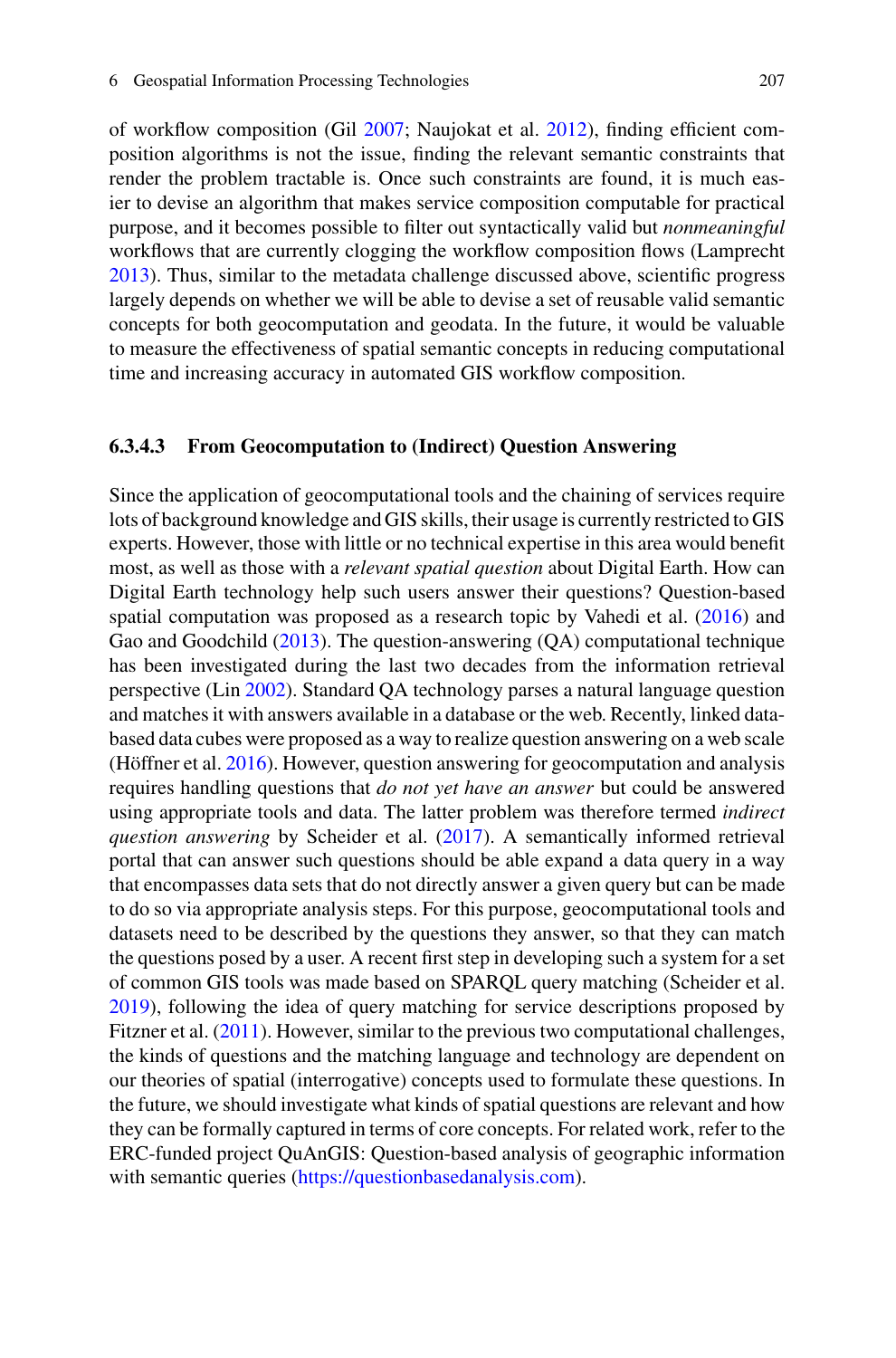of workflow composition (Gil 2007; Naujokat et al. 2012), finding efficient composition algorithms is not the issue, finding the relevant semantic constraints that render the problem tractable is. Once such constraints are found, it is much easier to devise an algorithm that makes service composition computable for practical purpose, and it becomes possible to filter out syntactically valid but *nonmeaningful* workflows that are currently clogging the workflow composition flows (Lamprecht 2013). Thus, similar to the metadata challenge discussed above, scientific progress largely depends on whether we will be able to devise a set of reusable valid semantic concepts for both geocomputation and geodata. In the future, it would be valuable to measure the effectiveness of spatial semantic concepts in reducing computational time and increasing accuracy in automated GIS workflow composition.

#### 6.3.4.3 From Geocomputation to (Indirect) Question Answering

Since the application of geocomputational tools and the chaining of services require lots of background knowledge and GIS skills, their usage is currently restricted to GIS experts. However, those with little or no technical expertise in this area would benefit most, as well as those with a *relevant spatial question* about Digital Earth. How can Digital Earth technology help such users answer their questions? Question-based spatial computation was proposed as a research topic by Vahedi et al. (2016) and Gao and Goodchild (2013). The question-answering (QA) computational technique has been investigated during the last two decades from the information retrieval perspective (Lin 2002). Standard QA technology parses a natural language question and matches it with answers available in a database or the web. Recently, linked data-based data cubes were proposed as a way to realize question answering on a web scale (Höffner et al. 2016). However, question answering for geocomputation and analysis requires handling questions that *do not yet have an answer* but could be answered using appropriate tools and data. The latter problem was therefore termed *indirect question answering* by Scheider et al. (2017). A semantically informed retrieval portal that can answer such questions should be able expand a data query in a way that encompasses data sets that do not directly answer a given query but can be made to do so via appropriate analysis steps. For this purpose, geocomputational tools and datasets need to be described by the questions they answer, so that they can match the questions posed by a user. A recent first step in developing such a system for a set of common GIS tools was made based on SPARQL query matching (Scheider et al. 2019), following the idea of query matching for service descriptions proposed by Fitzner et al. (2011). However, similar to the previous two computational challenges, the kinds of questions and the matching language and technology are dependent on our theories of spatial (interrogative) concepts used to formulate these questions. In the future, we should investigate what kinds of spatial questions are relevant and how they can be formally captured in terms of core concepts. For related work, refer to the ERC-funded project QuAnGIS: Question-based analysis of geographic information with semantic queries (https://questionbasedanalysis.com).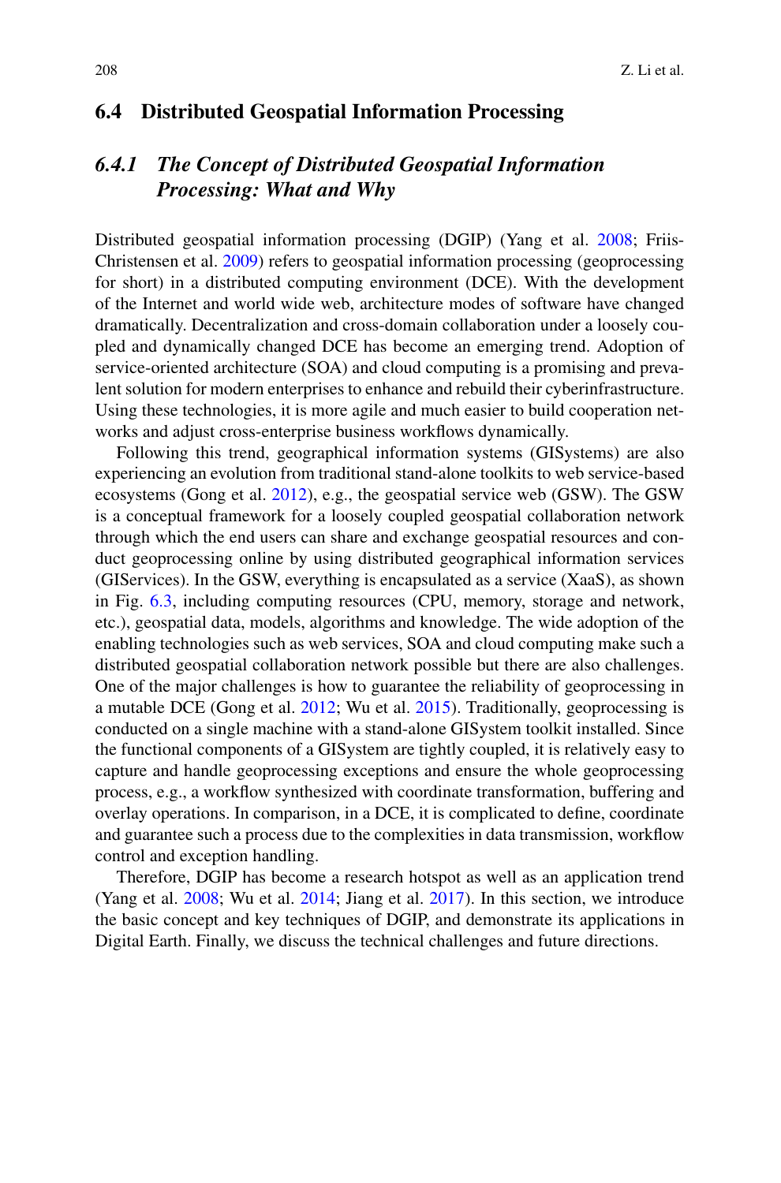## 6.4 Distributed Geospatial Information Processing

### *6.4.1 The Concept of Distributed Geospatial Information Processing: What and Why*

Distributed geospatial information processing (DGIP) (Yang et al. 2008; Friis-Christensen et al. 2009) refers to geospatial information processing (geoprocessing for short) in a distributed computing environment (DCE). With the development of the Internet and world wide web, architecture modes of software have changed dramatically. Decentralization and cross-domain collaboration under a loosely coupled and dynamically changed DCE has become an emerging trend. Adoption of service-oriented architecture (SOA) and cloud computing is a promising and prevalent solution for modern enterprises to enhance and rebuild their cyberinfrastructure. Using these technologies, it is more agile and much easier to build cooperation networks and adjust cross-enterprise business workflows dynamically.

Following this trend, geographical information systems (GISystems) are also experiencing an evolution from traditional stand-alone toolkits to web service-based ecosystems (Gong et al. 2012), e.g., the geospatial service web (GSW). The GSW is a conceptual framework for a loosely coupled geospatial collaboration network through which the end users can share and exchange geospatial resources and conduct geoprocessing online by using distributed geographical information services (GIServices). In the GSW, everything is encapsulated as a service (XaaS), as shown in Fig. 6.3, including computing resources (CPU, memory, storage and network, etc.), geospatial data, models, algorithms and knowledge. The wide adoption of the enabling technologies such as web services, SOA and cloud computing make such a distributed geospatial collaboration network possible but there are also challenges. One of the major challenges is how to guarantee the reliability of geoprocessing in a mutable DCE (Gong et al. 2012; Wu et al. 2015). Traditionally, geoprocessing is conducted on a single machine with a stand-alone GISystem toolkit installed. Since the functional components of a GISystem are tightly coupled, it is relatively easy to capture and handle geoprocessing exceptions and ensure the whole geoprocessing process, e.g., a workflow synthesized with coordinate transformation, buffering and overlay operations. In comparison, in a DCE, it is complicated to define, coordinate and guarantee such a process due to the complexities in data transmission, workflow control and exception handling.

Therefore, DGIP has become a research hotspot as well as an application trend (Yang et al. 2008; Wu et al. 2014; Jiang et al. 2017). In this section, we introduce the basic concept and key techniques of DGIP, and demonstrate its applications in Digital Earth. Finally, we discuss the technical challenges and future directions.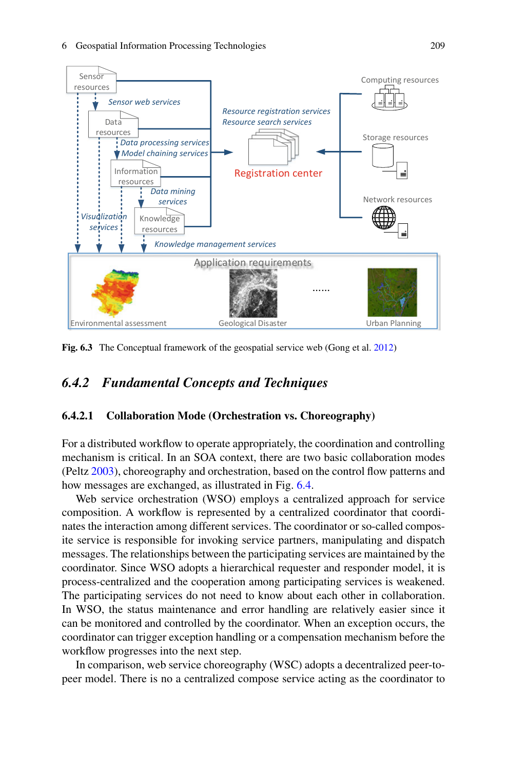Fig. 6.3 The Conceptual framework of the geospatial service web (Gong et al. 2012)

## 6.4.2 Fundamental Concepts and Techniques

### 6.4.2.1 Collaboration Mode (Orchestration vs. Choreography)

For a distributed workflow to operate appropriately, the coordination and controlling mechanism is critical. In an SOA context, there are two basic collaboration modes (Peltz 2003), choreography and orchestration, based on the control flow patterns and how messages are exchanged, as illustrated in Fig. 6.4.

Web service orchestration (WSO) employs a centralized approach for service composition. A workflow is represented by a centralized coordinator that coordinates the interaction among different services. The coordinator or so-called composite service is responsible for invoking service partners, manipulating and dispatch messages. The relationships between the participating services are maintained by the coordinator. Since WSO adopts a hierarchical requester and responder model, it is process-centralized and the cooperation among participating services is weakened. The participating services do not need to know about each other in collaboration. In WSO, the status maintenance and error handling are relatively easier since it can be monitored and controlled by the coordinator. When an exception occurs, the coordinator can trigger exception handling or a compensation mechanism before the workflow progresses into the next step.

In comparison, web service choreography (WSC) adopts a decentralized peer-to-peer model. There is no a centralized compose service acting as the coordinator to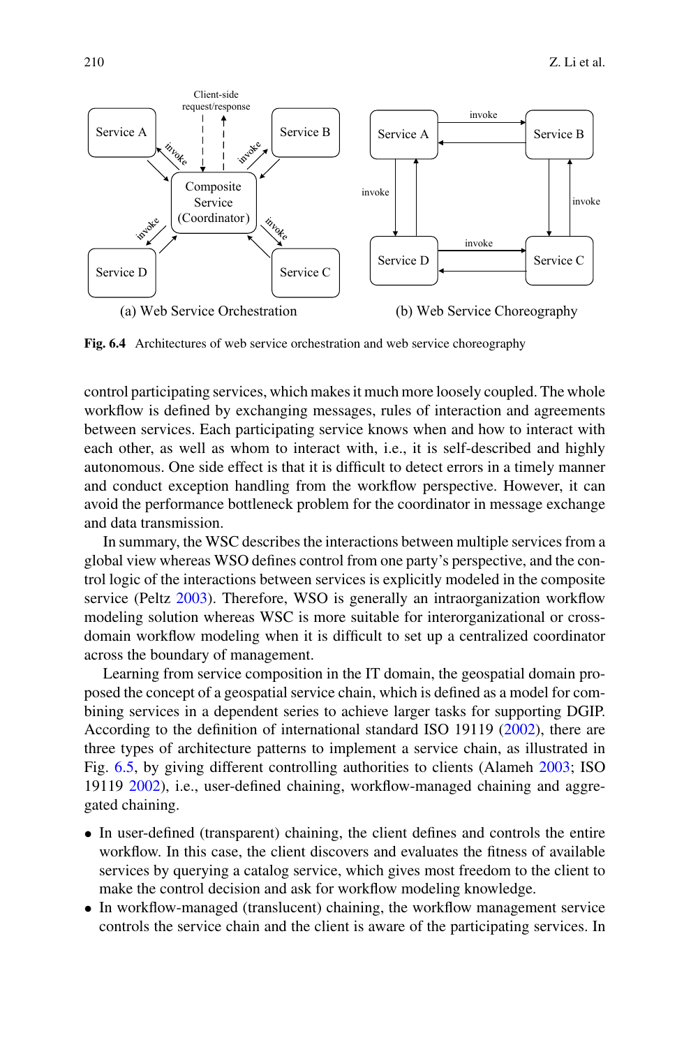Fig. 6.4 Architectures of web service orchestration and web service choreography

control participating services, which makes it much more loosely coupled. The whole workflow is defined by exchanging messages, rules of interaction and agreements between services. Each participating service knows when and how to interact with each other, as well as whom to interact with, i.e., it is self-described and highly autonomous. One side effect is that it is difficult to detect errors in a timely manner and conduct exception handling from the workflow perspective. However, it can avoid the performance bottleneck problem for the coordinator in message exchange and data transmission.

In summary, the WSC describes the interactions between multiple services from a global view whereas WSO defines control from one party's perspective, and the control logic of the interactions between services is explicitly modeled in the composite service (Peltz 2003). Therefore, WSO is generally an intraorganization workflow modeling solution whereas WSC is more suitable for interorganizational or cross-domain workflow modeling when it is difficult to set up a centralized coordinator across the boundary of management.

Learning from service composition in the IT domain, the geospatial domain proposed the concept of a geospatial service chain, which is defined as a model for combining services in a dependent series to achieve larger tasks for supporting DGIP. According to the definition of international standard ISO 19119 (2002), there are three types of architecture patterns to implement a service chain, as illustrated in Fig. 6.5, by giving different controlling authorities to clients (Alameh 2003; ISO 19119 2002), i.e., user-defined chaining, workflow-managed chaining and aggregated chaining.

- In user-defined (transparent) chaining, the client defines and controls the entire workflow. In this case, the client discovers and evaluates the fitness of available services by querying a catalog service, which gives most freedom to the client to make the control decision and ask for workflow modeling knowledge.
- In workflow-managed (translucent) chaining, the workflow management service controls the service chain and the client is aware of the participating services. In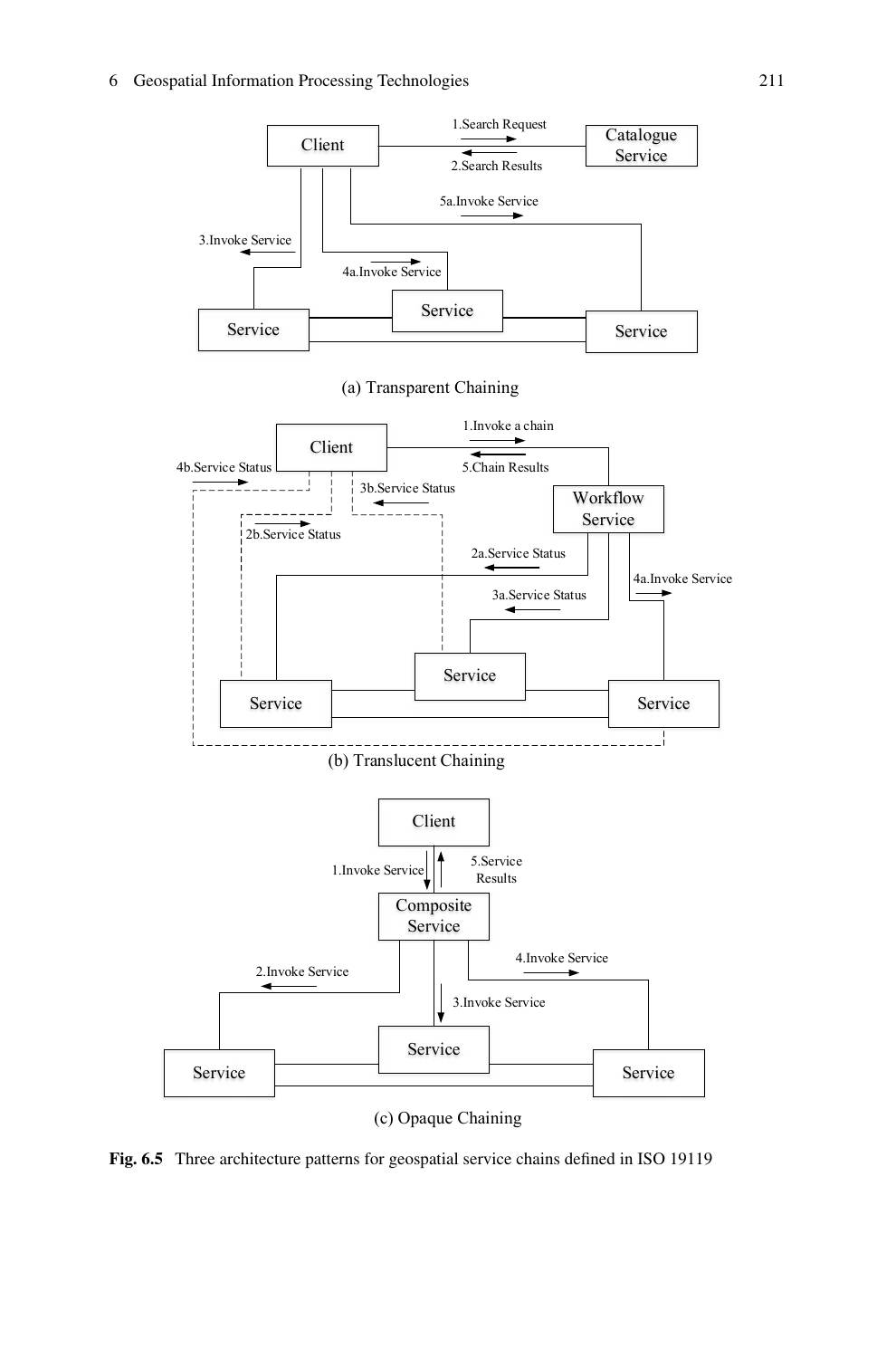(a) Transparent Chaining

(b) Translucent Chaining

(c) Opaque Chaining

**Fig. 6.5** Three architecture patterns for geospatial service chains defined in ISO 19119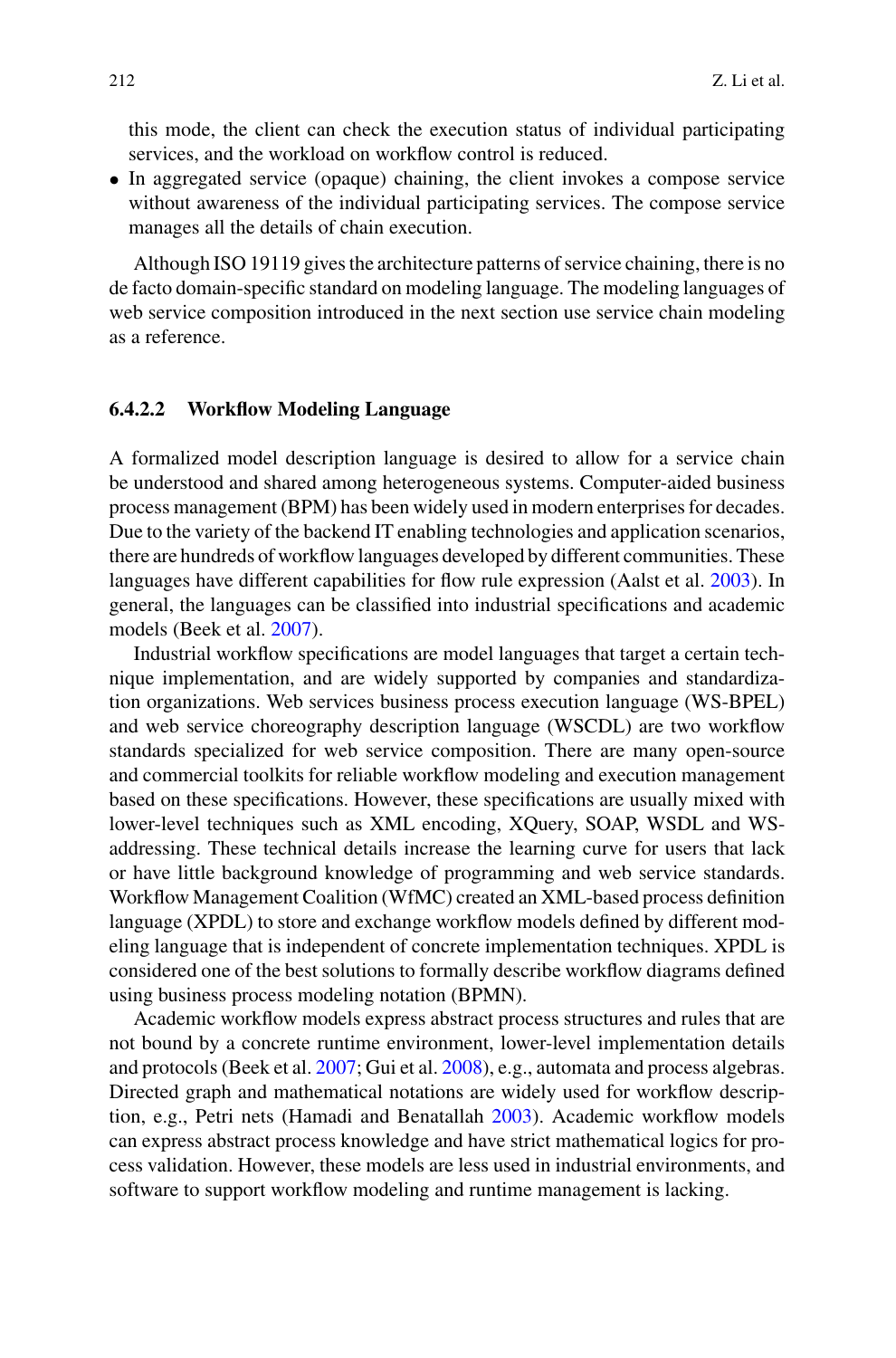this mode, the client can check the execution status of individual participating services, and the workload on workflow control is reduced.

- In aggregated service (opaque) chaining, the client invokes a compose service without awareness of the individual participating services. The compose service manages all the details of chain execution.

Although ISO 19119 gives the architecture patterns of service chaining, there is no de facto domain-specific standard on modeling language. The modeling languages of web service composition introduced in the next section use service chain modeling as a reference.

#### 6.4.2.2 Workflow Modeling Language

A formalized model description language is desired to allow for a service chain be understood and shared among heterogeneous systems. Computer-aided business process management (BPM) has been widely used in modern enterprises for decades. Due to the variety of the backend IT enabling technologies and application scenarios, there are hundreds of workflow languages developed by different communities. These languages have different capabilities for flow rule expression (Aalst et al. 2003). In general, the languages can be classified into industrial specifications and academic models (Beek et al. 2007).

Industrial workflow specifications are model languages that target a certain technique implementation, and are widely supported by companies and standardization organizations. Web services business process execution language (WS-BPEL) and web service choreography description language (WSCDL) are two workflow standards specialized for web service composition. There are many open-source and commercial toolkits for reliable workflow modeling and execution management based on these specifications. However, these specifications are usually mixed with lower-level techniques such as XML encoding, XQuery, SOAP, WSDL and WS-addressing. These technical details increase the learning curve for users that lack or have little background knowledge of programming and web service standards. Workflow Management Coalition (WfMC) created an XML-based process definition language (XPDL) to store and exchange workflow models defined by different modeling language that is independent of concrete implementation techniques. XPDL is considered one of the best solutions to formally describe workflow diagrams defined using business process modeling notation (BPMN).

Academic workflow models express abstract process structures and rules that are not bound by a concrete runtime environment, lower-level implementation details and protocols (Beek et al. 2007; Gui et al. 2008), e.g., automata and process algebras. Directed graph and mathematical notations are widely used for workflow description, e.g., Petri nets (Hamadi and Benatallah 2003). Academic workflow models can express abstract process knowledge and have strict mathematical logics for process validation. However, these models are less used in industrial environments, and software to support workflow modeling and runtime management is lacking.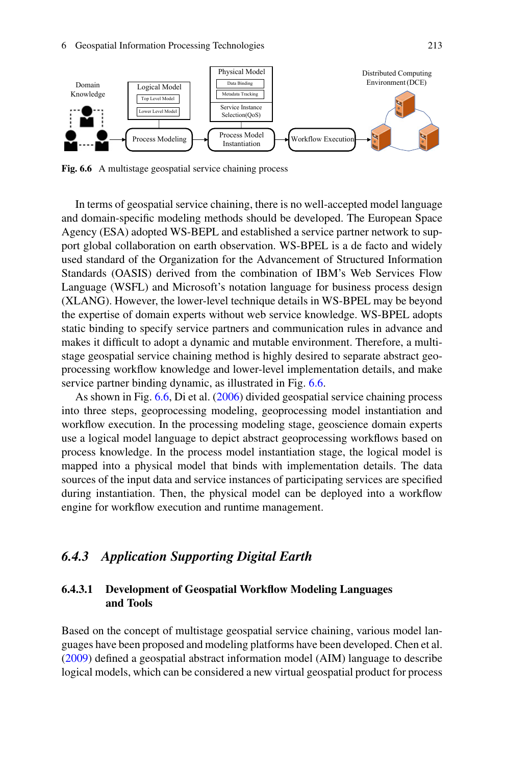Domain Knowledge

Logical Model
Top Level Model
Lower Level Model

Physical Model
Data Binding
Metadata Tracking
Service Instance Selection(QoS)

Distributed Computing Environment (DCE)

Process Modeling

Process Model Instantiation

Workflow Execution

**Fig. 6.6** A multistage geospatial service chaining process

In terms of geospatial service chaining, there is no well-accepted model language and domain-specific modeling methods should be developed. The European Space Agency (ESA) adopted WS-BEPL and established a service partner network to support global collaboration on earth observation. WS-BPEL is a de facto and widely used standard of the Organization for the Advancement of Structured Information Standards (OASIS) derived from the combination of IBM's Web Services Flow Language (WSFL) and Microsoft's notation language for business process design (XLANG). However, the lower-level technique details in WS-BPEL may be beyond the expertise of domain experts without web service knowledge. WS-BPEL adopts static binding to specify service partners and communication rules in advance and makes it difficult to adopt a dynamic and mutable environment. Therefore, a multistage geospatial service chaining method is highly desired to separate abstract geoprocessing workflow knowledge and lower-level implementation details, and make service partner binding dynamic, as illustrated in Fig. 6.6.

As shown in Fig. 6.6, Di et al. (2006) divided geospatial service chaining process into three steps, geoprocessing modeling, geoprocessing model instantiation and workflow execution. In the processing modeling stage, geoscience domain experts use a logical model language to depict abstract geoprocessing workflows based on process knowledge. In the process model instantiation stage, the logical model is mapped into a physical model that binds with implementation details. The data sources of the input data and service instances of participating services are specified during instantiation. Then, the physical model can be deployed into a workflow engine for workflow execution and runtime management.

### 6.4.3 *Application Supporting Digital Earth*

#### 6.4.3.1 Development of Geospatial Workflow Modeling Languages and Tools

Based on the concept of multistage geospatial service chaining, various model languages have been proposed and modeling platforms have been developed. Chen et al. (2009) defined a geospatial abstract information model (AIM) language to describe logical models, which can be considered a new virtual geospatial product for process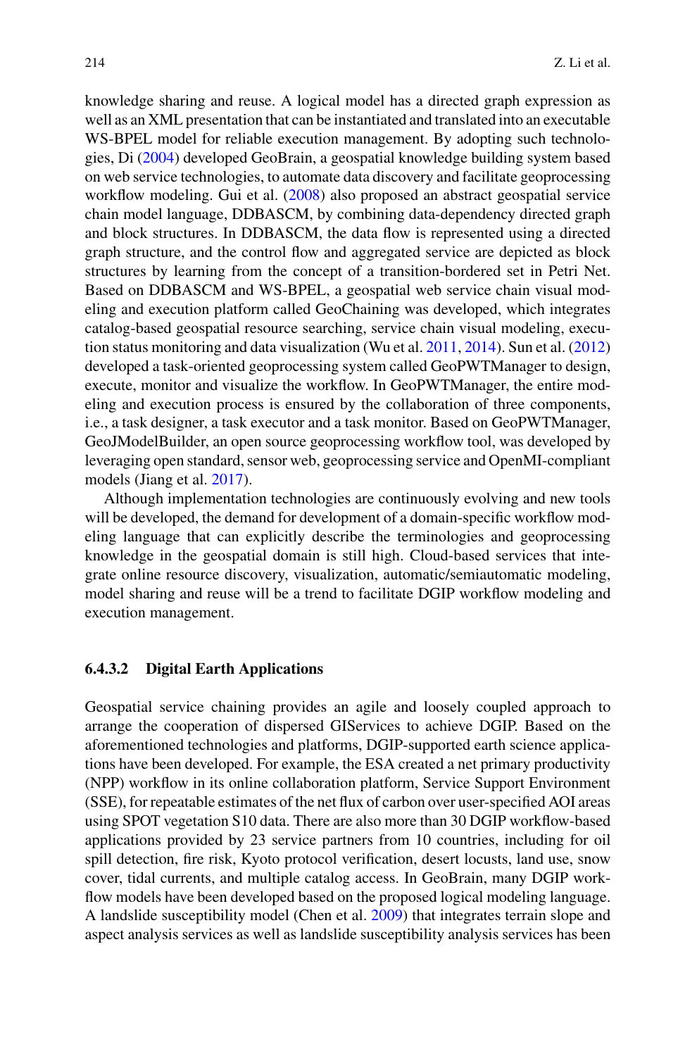knowledge sharing and reuse. A logical model has a directed graph expression as well as an XML presentation that can be instantiated and translated into an executable WS-BPEL model for reliable execution management. By adopting such technologies, Di (2004) developed GeoBrain, a geospatial knowledge building system based on web service technologies, to automate data discovery and facilitate geoprocessing workflow modeling. Gui et al. (2008) also proposed an abstract geospatial service chain model language, DDBASCM, by combining data-dependency directed graph and block structures. In DDBASCM, the data flow is represented using a directed graph structure, and the control flow and aggregated service are depicted as block structures by learning from the concept of a transition-bordered set in Petri Net. Based on DDBASCM and WS-BPEL, a geospatial web service chain visual modeling and execution platform called GeoChaining was developed, which integrates catalog-based geospatial resource searching, service chain visual modeling, execution status monitoring and data visualization (Wu et al. 2011, 2014). Sun et al. (2012) developed a task-oriented geoprocessing system called GeoPWTManager to design, execute, monitor and visualize the workflow. In GeoPWTManager, the entire modeling and execution process is ensured by the collaboration of three components, i.e., a task designer, a task executor and a task monitor. Based on GeoPWTManager, GeoJModelBuilder, an open source geoprocessing workflow tool, was developed by leveraging open standard, sensor web, geoprocessing service and OpenMI-compliant models (Jiang et al. 2017).

Although implementation technologies are continuously evolving and new tools will be developed, the demand for development of a domain-specific workflow modeling language that can explicitly describe the terminologies and geoprocessing knowledge in the geospatial domain is still high. Cloud-based services that integrate online resource discovery, visualization, automatic/semiautomatic modeling, model sharing and reuse will be a trend to facilitate DGIP workflow modeling and execution management.

#### 6.4.3.2 Digital Earth Applications

Geospatial service chaining provides an agile and loosely coupled approach to arrange the cooperation of dispersed GIServices to achieve DGIP. Based on the aforementioned technologies and platforms, DGIP-supported earth science applications have been developed. For example, the ESA created a net primary productivity (NPP) workflow in its online collaboration platform, Service Support Environment (SSE), for repeatable estimates of the net flux of carbon over user-specified AOI areas using SPOT vegetation S10 data. There are also more than 30 DGIP workflow-based applications provided by 23 service partners from 10 countries, including for oil spill detection, fire risk, Kyoto protocol verification, desert locusts, land use, snow cover, tidal currents, and multiple catalog access. In GeoBrain, many DGIP workflow models have been developed based on the proposed logical modeling language. A landslide susceptibility model (Chen et al. 2009) that integrates terrain slope and aspect analysis services as well as landslide susceptibility analysis services has been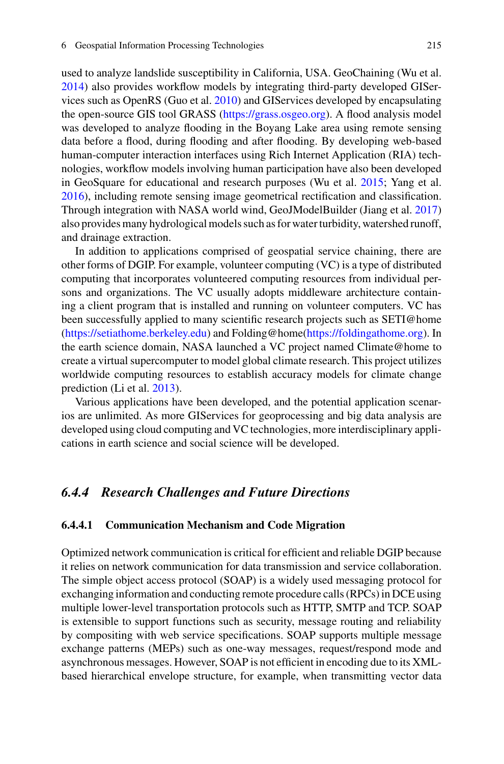used to analyze landslide susceptibility in California, USA. GeoChaining (Wu et al. 2014) also provides workflow models by integrating third-party developed GIServices such as OpenRS (Guo et al. 2010) and GIServices developed by encapsulating the open-source GIS tool GRASS (https://grass.osgeo.org). A flood analysis model was developed to analyze flooding in the Boyang Lake area using remote sensing data before a flood, during flooding and after flooding. By developing web-based human-computer interaction interfaces using Rich Internet Application (RIA) technologies, workflow models involving human participation have also been developed in GeoSquare for educational and research purposes (Wu et al. 2015; Yang et al. 2016), including remote sensing image geometrical rectification and classification. Through integration with NASA world wind, GeoJModelBuilder (Jiang et al. 2017) also provides many hydrological models such as for water turbidity, watershed runoff, and drainage extraction.

In addition to applications comprised of geospatial service chaining, there are other forms of DGIP. For example, volunteer computing (VC) is a type of distributed computing that incorporates volunteered computing resources from individual persons and organizations. The VC usually adopts middleware architecture containing a client program that is installed and running on volunteer computers. VC has been successfully applied to many scientific research projects such as SETI@home (https://setiathome.berkeley.edu) and Folding@home(https://foldingathome.org). In the earth science domain, NASA launched a VC project named Climate@home to create a virtual supercomputer to model global climate research. This project utilizes worldwide computing resources to establish accuracy models for climate change prediction (Li et al. 2013).

Various applications have been developed, and the potential application scenarios are unlimited. As more GIServices for geoprocessing and big data analysis are developed using cloud computing and VC technologies, more interdisciplinary applications in earth science and social science will be developed.

### *6.4.4 Research Challenges and Future Directions*

#### 6.4.4.1 Communication Mechanism and Code Migration

Optimized network communication is critical for efficient and reliable DGIP because it relies on network communication for data transmission and service collaboration. The simple object access protocol (SOAP) is a widely used messaging protocol for exchanging information and conducting remote procedure calls (RPCs) in DCE using multiple lower-level transportation protocols such as HTTP, SMTP and TCP. SOAP is extensible to support functions such as security, message routing and reliability by compositing with web service specifications. SOAP supports multiple message exchange patterns (MEPs) such as one-way messages, request/respond mode and asynchronous messages. However, SOAP is not efficient in encoding due to its XML-based hierarchical envelope structure, for example, when transmitting vector data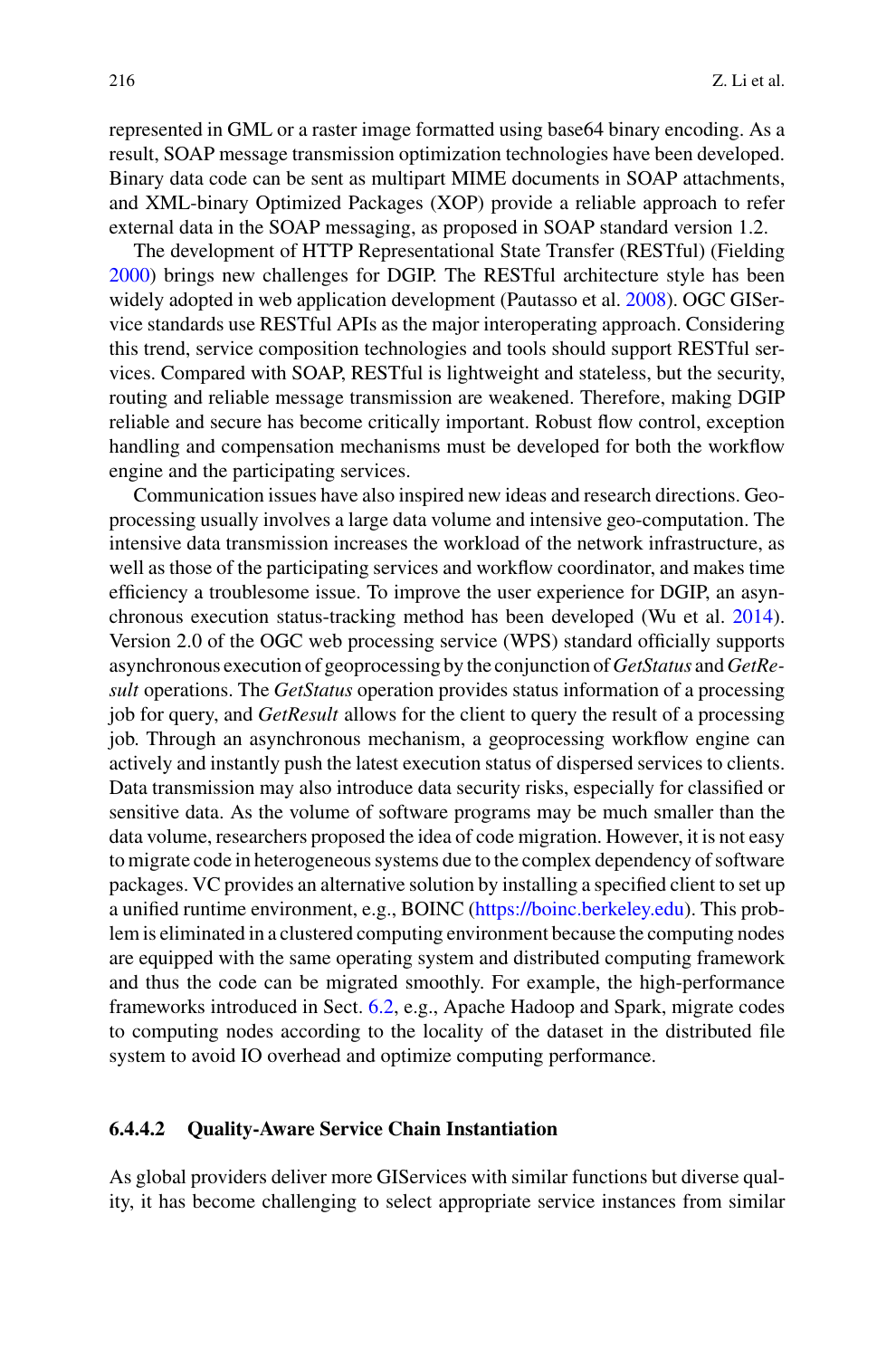represented in GML or a raster image formatted using base64 binary encoding. As a result, SOAP message transmission optimization technologies have been developed. Binary data code can be sent as multipart MIME documents in SOAP attachments, and XML-binary Optimized Packages (XOP) provide a reliable approach to refer external data in the SOAP messaging, as proposed in SOAP standard version 1.2.

The development of HTTP Representational State Transfer (RESTful) (Fielding 2000) brings new challenges for DGIP. The RESTful architecture style has been widely adopted in web application development (Pautasso et al. 2008). OGC GIService standards use RESTful APIs as the major interoperating approach. Considering this trend, service composition technologies and tools should support RESTful services. Compared with SOAP, RESTful is lightweight and stateless, but the security, routing and reliable message transmission are weakened. Therefore, making DGIP reliable and secure has become critically important. Robust flow control, exception handling and compensation mechanisms must be developed for both the workflow engine and the participating services.

Communication issues have also inspired new ideas and research directions. Geoprocessing usually involves a large data volume and intensive geo-computation. The intensive data transmission increases the workload of the network infrastructure, as well as those of the participating services and workflow coordinator, and makes time efficiency a troublesome issue. To improve the user experience for DGIP, an asynchronous execution status-tracking method has been developed (Wu et al. 2014). Version 2.0 of the OGC web processing service (WPS) standard officially supports asynchronous execution of geoprocessing by the conjunction of *GetStatus* and *GetResult* operations. The *GetStatus* operation provides status information of a processing job for query, and *GetResult* allows for the client to query the result of a processing job. Through an asynchronous mechanism, a geoprocessing workflow engine can actively and instantly push the latest execution status of dispersed services to clients. Data transmission may also introduce data security risks, especially for classified or sensitive data. As the volume of software programs may be much smaller than the data volume, researchers proposed the idea of code migration. However, it is not easy to migrate code in heterogeneous systems due to the complex dependency of software packages. VC provides an alternative solution by installing a specified client to set up a unified runtime environment, e.g., BOINC (https://boinc.berkeley.edu). This problem is eliminated in a clustered computing environment because the computing nodes are equipped with the same operating system and distributed computing framework and thus the code can be migrated smoothly. For example, the high-performance frameworks introduced in Sect. 6.2, e.g., Apache Hadoop and Spark, migrate codes to computing nodes according to the locality of the dataset in the distributed file system to avoid IO overhead and optimize computing performance.

#### 6.4.4.2 Quality-Aware Service Chain Instantiation

As global providers deliver more GIServices with similar functions but diverse quality, it has become challenging to select appropriate service instances from similar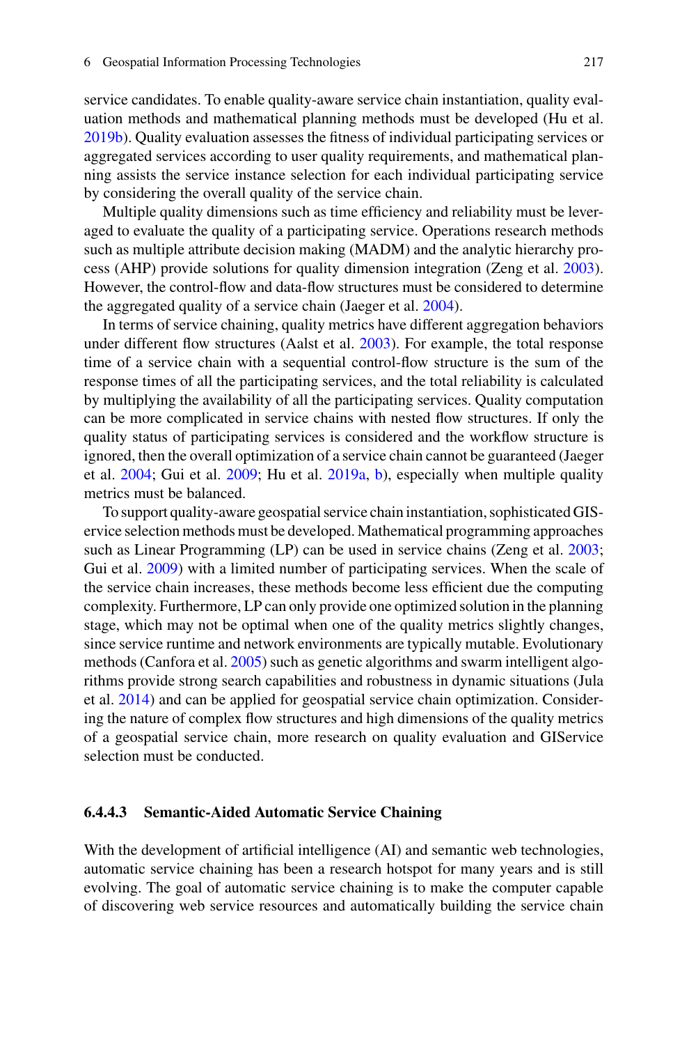service candidates. To enable quality-aware service chain instantiation, quality evaluation methods and mathematical planning methods must be developed (Hu et al. 2019b). Quality evaluation assesses the fitness of individual participating services or aggregated services according to user quality requirements, and mathematical planning assists the service instance selection for each individual participating service by considering the overall quality of the service chain.

Multiple quality dimensions such as time efficiency and reliability must be leveraged to evaluate the quality of a participating service. Operations research methods such as multiple attribute decision making (MADM) and the analytic hierarchy process (AHP) provide solutions for quality dimension integration (Zeng et al. 2003). However, the control-flow and data-flow structures must be considered to determine the aggregated quality of a service chain (Jaeger et al. 2004).

In terms of service chaining, quality metrics have different aggregation behaviors under different flow structures (Aalst et al. 2003). For example, the total response time of a service chain with a sequential control-flow structure is the sum of the response times of all the participating services, and the total reliability is calculated by multiplying the availability of all the participating services. Quality computation can be more complicated in service chains with nested flow structures. If only the quality status of participating services is considered and the workflow structure is ignored, then the overall optimization of a service chain cannot be guaranteed (Jaeger et al. 2004; Gui et al. 2009; Hu et al. 2019a, b), especially when multiple quality metrics must be balanced.

To support quality-aware geospatial service chain instantiation, sophisticated GIService selection methods must be developed. Mathematical programming approaches such as Linear Programming (LP) can be used in service chains (Zeng et al. 2003; Gui et al. 2009) with a limited number of participating services. When the scale of the service chain increases, these methods become less efficient due the computing complexity. Furthermore, LP can only provide one optimized solution in the planning stage, which may not be optimal when one of the quality metrics slightly changes, since service runtime and network environments are typically mutable. Evolutionary methods (Canfora et al. 2005) such as genetic algorithms and swarm intelligent algorithms provide strong search capabilities and robustness in dynamic situations (Jula et al. 2014) and can be applied for geospatial service chain optimization. Considering the nature of complex flow structures and high dimensions of the quality metrics of a geospatial service chain, more research on quality evaluation and GIService selection must be conducted.

#### 6.4.4.3 Semantic-Aided Automatic Service Chaining

With the development of artificial intelligence (AI) and semantic web technologies, automatic service chaining has been a research hotspot for many years and is still evolving. The goal of automatic service chaining is to make the computer capable of discovering web service resources and automatically building the service chain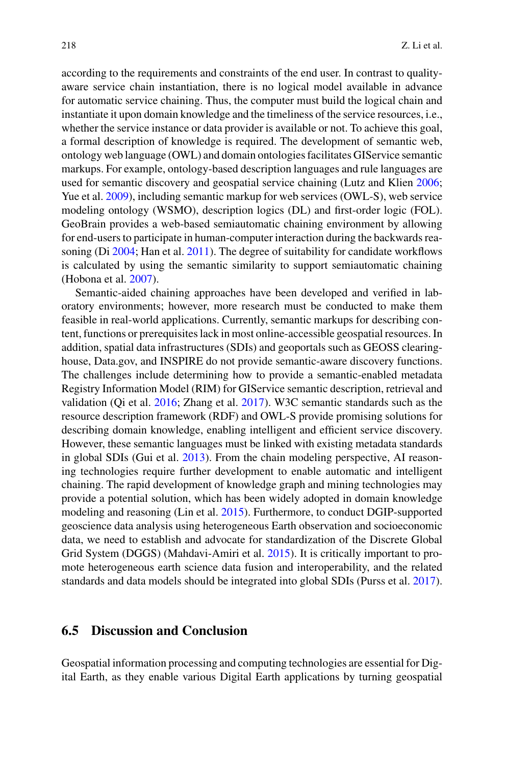according to the requirements and constraints of the end user. In contrast to quality-aware service chain instantiation, there is no logical model available in advance for automatic service chaining. Thus, the computer must build the logical chain and instantiate it upon domain knowledge and the timeliness of the service resources, i.e., whether the service instance or data provider is available or not. To achieve this goal, a formal description of knowledge is required. The development of semantic web, ontology web language (OWL) and domain ontologies facilitates GIService semantic markups. For example, ontology-based description languages and rule languages are used for semantic discovery and geospatial service chaining (Lutz and Klien 2006; Yue et al. 2009), including semantic markup for web services (OWL-S), web service modeling ontology (WSMO), description logics (DL) and first-order logic (FOL). GeoBrain provides a web-based semiautomatic chaining environment by allowing for end-users to participate in human-computer interaction during the backwards reasoning (Di 2004; Han et al. 2011). The degree of suitability for candidate workflows is calculated by using the semantic similarity to support semiautomatic chaining (Hobona et al. 2007).

Semantic-aided chaining approaches have been developed and verified in laboratory environments; however, more research must be conducted to make them feasible in real-world applications. Currently, semantic markups for describing content, functions or prerequisites lack in most online-accessible geospatial resources. In addition, spatial data infrastructures (SDIs) and geoportals such as GEOSS clearinghouse, Data.gov, and INSPIRE do not provide semantic-aware discovery functions. The challenges include determining how to provide a semantic-enabled metadata Registry Information Model (RIM) for GIService semantic description, retrieval and validation (Qi et al. 2016; Zhang et al. 2017). W3C semantic standards such as the resource description framework (RDF) and OWL-S provide promising solutions for describing domain knowledge, enabling intelligent and efficient service discovery. However, these semantic languages must be linked with existing metadata standards in global SDIs (Gui et al. 2013). From the chain modeling perspective, AI reasoning technologies require further development to enable automatic and intelligent chaining. The rapid development of knowledge graph and mining technologies may provide a potential solution, which has been widely adopted in domain knowledge modeling and reasoning (Lin et al. 2015). Furthermore, to conduct DGIP-supported geoscience data analysis using heterogeneous Earth observation and socioeconomic data, we need to establish and advocate for standardization of the Discrete Global Grid System (DGGS) (Mahdavi-Amiri et al. 2015). It is critically important to promote heterogeneous earth science data fusion and interoperability, and the related standards and data models should be integrated into global SDIs (Purss et al. 2017).

## 6.5 Discussion and Conclusion

Geospatial information processing and computing technologies are essential for Digital Earth, as they enable various Digital Earth applications by turning geospatial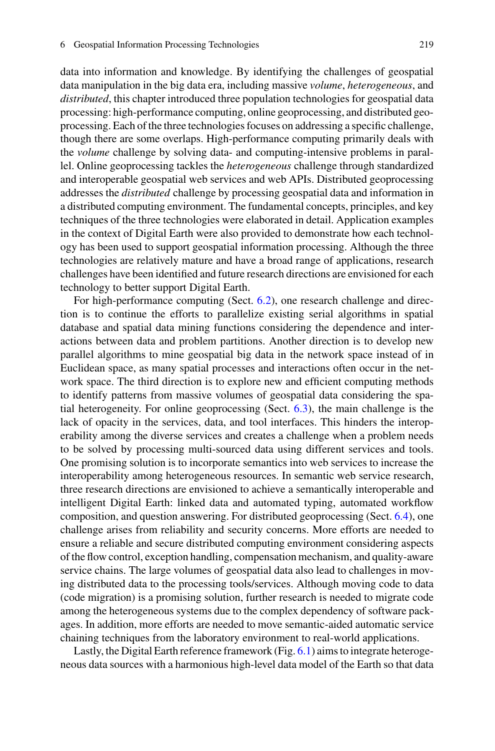data into information and knowledge. By identifying the challenges of geospatial data manipulation in the big data era, including massive *volume*, *heterogeneous*, and *distributed*, this chapter introduced three population technologies for geospatial data processing: high-performance computing, online geoprocessing, and distributed geoprocessing. Each of the three technologies focuses on addressing a specific challenge, though there are some overlaps. High-performance computing primarily deals with the *volume* challenge by solving data- and computing-intensive problems in parallel. Online geoprocessing tackles the *heterogeneous* challenge through standardized and interoperable geospatial web services and web APIs. Distributed geoprocessing addresses the *distributed* challenge by processing geospatial data and information in a distributed computing environment. The fundamental concepts, principles, and key techniques of the three technologies were elaborated in detail. Application examples in the context of Digital Earth were also provided to demonstrate how each technology has been used to support geospatial information processing. Although the three technologies are relatively mature and have a broad range of applications, research challenges have been identified and future research directions are envisioned for each technology to better support Digital Earth.

For high-performance computing (Sect. 6.2), one research challenge and direction is to continue the efforts to parallelize existing serial algorithms in spatial database and spatial data mining functions considering the dependence and interactions between data and problem partitions. Another direction is to develop new parallel algorithms to mine geospatial big data in the network space instead of in Euclidean space, as many spatial processes and interactions often occur in the network space. The third direction is to explore new and efficient computing methods to identify patterns from massive volumes of geospatial data considering the spatial heterogeneity. For online geoprocessing (Sect. 6.3), the main challenge is the lack of opacity in the services, data, and tool interfaces. This hinders the interoperability among the diverse services and creates a challenge when a problem needs to be solved by processing multi-sourced data using different services and tools. One promising solution is to incorporate semantics into web services to increase the interoperability among heterogeneous resources. In semantic web service research, three research directions are envisioned to achieve a semantically interoperable and intelligent Digital Earth: linked data and automated typing, automated workflow composition, and question answering. For distributed geoprocessing (Sect. 6.4), one challenge arises from reliability and security concerns. More efforts are needed to ensure a reliable and secure distributed computing environment considering aspects of the flow control, exception handling, compensation mechanism, and quality-aware service chains. The large volumes of geospatial data also lead to challenges in moving distributed data to the processing tools/services. Although moving code to data (code migration) is a promising solution, further research is needed to migrate code among the heterogeneous systems due to the complex dependency of software packages. In addition, more efforts are needed to move semantic-aided automatic service chaining techniques from the laboratory environment to real-world applications.

Lastly, the Digital Earth reference framework (Fig. 6.1) aims to integrate heterogeneous data sources with a harmonious high-level data model of the Earth so that data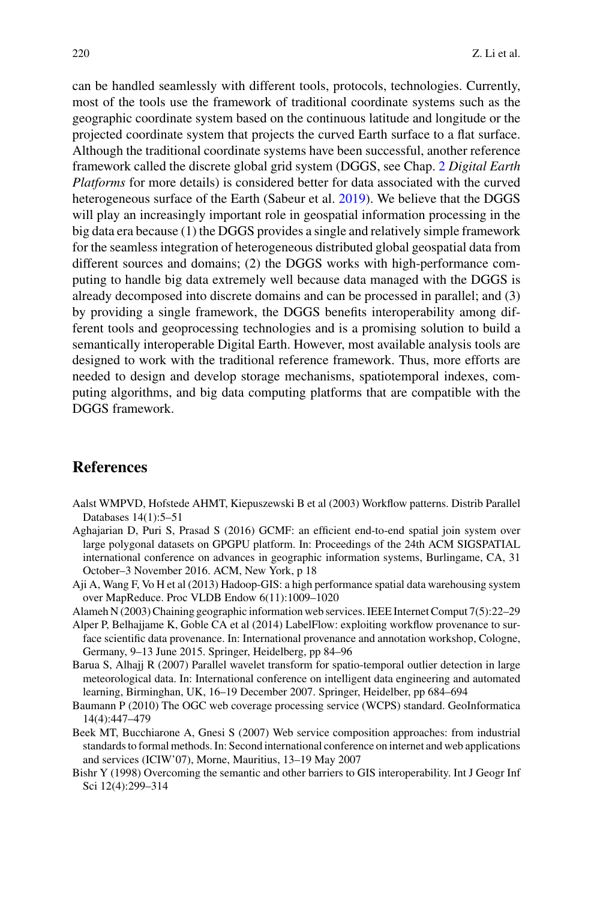can be handled seamlessly with different tools, protocols, technologies. Currently, most of the tools use the framework of traditional coordinate systems such as the geographic coordinate system based on the continuous latitude and longitude or the projected coordinate system that projects the curved Earth surface to a flat surface. Although the traditional coordinate systems have been successful, another reference framework called the discrete global grid system (DGGS, see Chap. 2 *Digital Earth Platforms* for more details) is considered better for data associated with the curved heterogeneous surface of the Earth (Sabeur et al. 2019). We believe that the DGGS will play an increasingly important role in geospatial information processing in the big data era because (1) the DGGS provides a single and relatively simple framework for the seamless integration of heterogeneous distributed global geospatial data from different sources and domains; (2) the DGGS works with high-performance computing to handle big data extremely well because data managed with the DGGS is already decomposed into discrete domains and can be processed in parallel; and (3) by providing a single framework, the DGGS benefits interoperability among different tools and geoprocessing technologies and is a promising solution to build a semantically interoperable Digital Earth. However, most available analysis tools are designed to work with the traditional reference framework. Thus, more efforts are needed to design and develop storage mechanisms, spatiotemporal indexes, computing algorithms, and big data computing platforms that are compatible with the DGGS framework.

## References

Aalst WMPVD, Hofstede AHMT, Kiepuszewski B et al (2003) Workflow patterns. Distrib Parallel Databases 14(1):5–51

Aghajarian D, Puri S, Prasad S (2016) GCMF: an efficient end-to-end spatial join system over large polygonal datasets on GPGPU platform. In: Proceedings of the 24th ACM SIGSPATIAL international conference on advances in geographic information systems, Burlingame, CA, 31 October–3 November 2016. ACM, New York, p 18

Aji A, Wang F, Vo H et al (2013) Hadoop-GIS: a high performance spatial data warehousing system over MapReduce. Proc VLDB Endow 6(11):1009–1020

Alameh N (2003) Chaining geographic information web services. IEEE Internet Comput 7(5):22–29

Alper P, Belhajjame K, Goble CA et al (2014) LabelFlow: exploiting workflow provenance to surface scientific data provenance. In: International provenance and annotation workshop, Cologne, Germany, 9–13 June 2015. Springer, Heidelberg, pp 84–96

Barua S, Alhajj R (2007) Parallel wavelet transform for spatio-temporal outlier detection in large meteorological data. In: International conference on intelligent data engineering and automated learning, Birminghan, UK, 16–19 December 2007. Springer, Heidelber, pp 684–694

Baumann P (2010) The OGC web coverage processing service (WCPS) standard. GeoInformatica 14(4):447–479

Beek MT, Bucchiarone A, Gnesi S (2007) Web service composition approaches: from industrial standards to formal methods. In: Second international conference on internet and web applications and services (ICIW'07), Morne, Mauritius, 13–19 May 2007

Bishr Y (1998) Overcoming the semantic and other barriers to GIS interoperability. Int J Geogr Inf Sci 12(4):299–314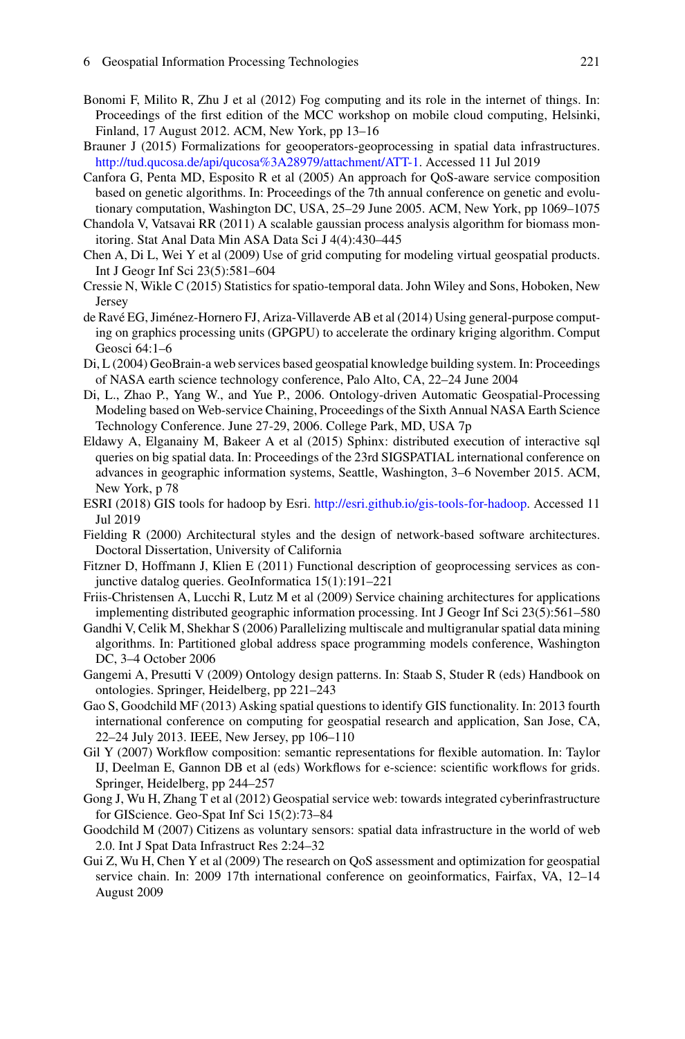Bonomi F, Milito R, Zhu J et al (2012) Fog computing and its role in the internet of things. In: Proceedings of the first edition of the MCC workshop on mobile cloud computing, Helsinki, Finland, 17 August 2012. ACM, New York, pp 13–16

Brauner J (2015) Formalizations for geooperators-geoprocessing in spatial data infrastructures. http://tud.qucosa.de/api/qucosa%3A28979/attachment/ATT-1. Accessed 11 Jul 2019

Canfora G, Penta MD, Esposito R et al (2005) An approach for QoS-aware service composition based on genetic algorithms. In: Proceedings of the 7th annual conference on genetic and evolutionary computation, Washington DC, USA, 25–29 June 2005. ACM, New York, pp 1069–1075

Chandola V, Vatsavai RR (2011) A scalable gaussian process analysis algorithm for biomass monitoring. Stat Anal Data Min ASA Data Sci J 4(4):430–445

Chen A, Di L, Wei Y et al (2009) Use of grid computing for modeling virtual geospatial products. Int J Geogr Inf Sci 23(5):581–604

Cressie N, Wikle C (2015) Statistics for spatio-temporal data. John Wiley and Sons, Hoboken, New Jersey

de Ravé EG, Jiménez-Hornero FJ, Ariza-Villaverde AB et al (2014) Using general-purpose computing on graphics processing units (GPGPU) to accelerate the ordinary kriging algorithm. Comput Geosci 64:1–6

Di, L (2004) GeoBrain-a web services based geospatial knowledge building system. In: Proceedings of NASA earth science technology conference, Palo Alto, CA, 22–24 June 2004

Di, L., Zhao P., Yang W., and Yue P., 2006. Ontology-driven Automatic Geospatial-Processing Modeling based on Web-service Chaining, Proceedings of the Sixth Annual NASA Earth Science Technology Conference. June 27-29, 2006. College Park, MD, USA 7p

Eldawy A, Elganainy M, Bakeer A et al (2015) Sphinx: distributed execution of interactive sql queries on big spatial data. In: Proceedings of the 23rd SIGSPATIAL international conference on advances in geographic information systems, Seattle, Washington, 3–6 November 2015. ACM, New York, p 78

ESRI (2018) GIS tools for hadoop by Esri. http://esri.github.io/gis-tools-for-hadoop. Accessed 11 Jul 2019

Fielding R (2000) Architectural styles and the design of network-based software architectures. Doctoral Dissertation, University of California

Fitzner D, Hoffmann J, Klien E (2011) Functional description of geoprocessing services as conjunctive datalog queries. GeoInformatica 15(1):191–221

Friis-Christensen A, Lucchi R, Lutz M et al (2009) Service chaining architectures for applications implementing distributed geographic information processing. Int J Geogr Inf Sci 23(5):561–580

Gandhi V, Celik M, Shekhar S (2006) Parallelizing multiscale and multigranular spatial data mining algorithms. In: Partitioned global address space programming models conference, Washington DC, 3–4 October 2006

Gangemi A, Presutti V (2009) Ontology design patterns. In: Staab S, Studer R (eds) Handbook on ontologies. Springer, Heidelberg, pp 221–243

Gao S, Goodchild MF (2013) Asking spatial questions to identify GIS functionality. In: 2013 fourth international conference on computing for geospatial research and application, San Jose, CA, 22–24 July 2013. IEEE, New Jersey, pp 106–110

Gil Y (2007) Workflow composition: semantic representations for flexible automation. In: Taylor IJ, Deelman E, Gannon DB et al (eds) Workflows for e-science: scientific workflows for grids. Springer, Heidelberg, pp 244–257

Gong J, Wu H, Zhang T et al (2012) Geospatial service web: towards integrated cyberinfrastructure for GIScience. Geo-Spat Inf Sci 15(2):73–84

Goodchild M (2007) Citizens as voluntary sensors: spatial data infrastructure in the world of web 2.0. Int J Spat Data Infrastruct Res 2:24–32

Gui Z, Wu H, Chen Y et al (2009) The research on QoS assessment and optimization for geospatial service chain. In: 2009 17th international conference on geoinformatics, Fairfax, VA, 12–14 August 2009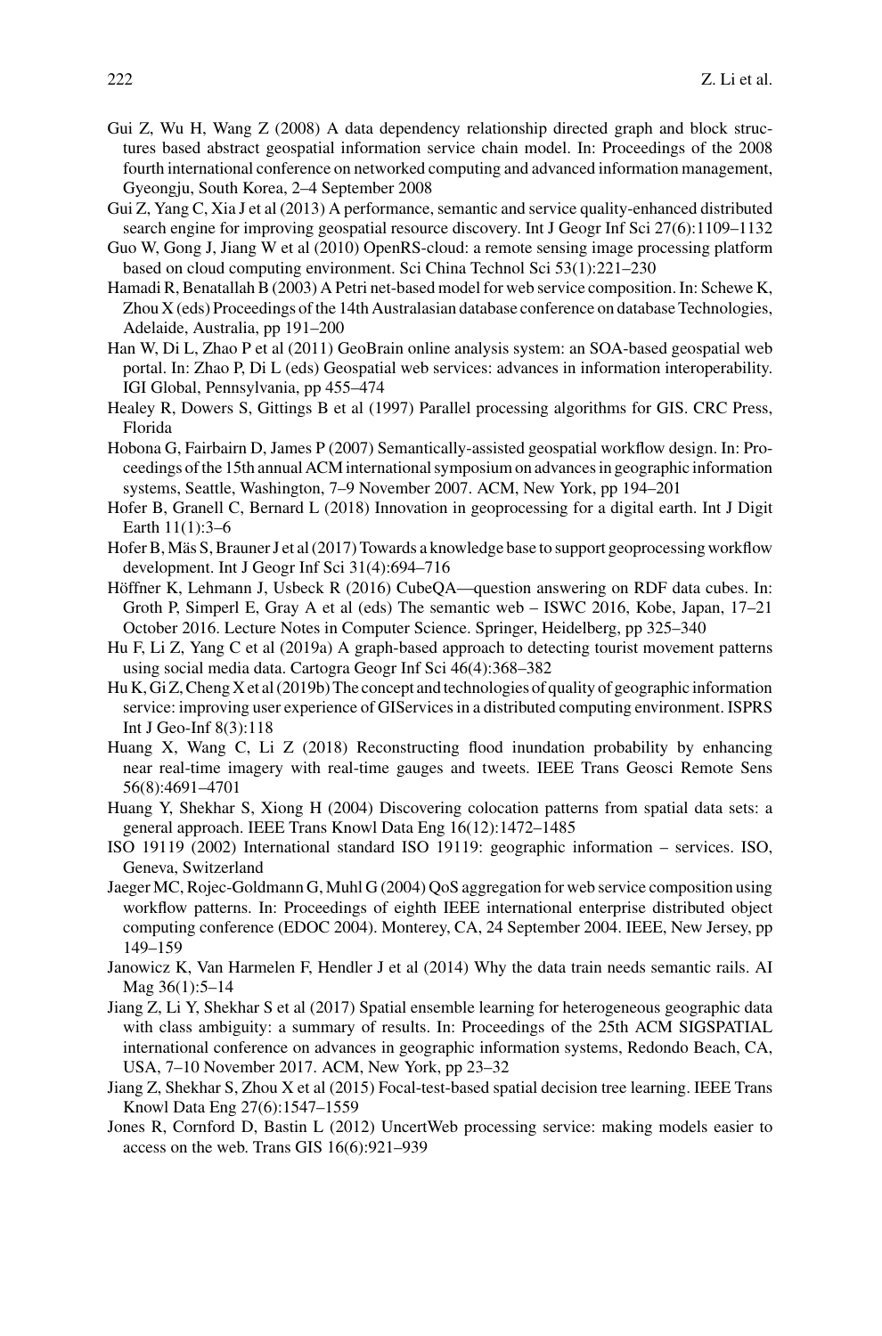Gui Z, Wu H, Wang Z (2008) A data dependency relationship directed graph and block structures based abstract geospatial information service chain model. In: Proceedings of the 2008 fourth international conference on networked computing and advanced information management, Gyeongju, South Korea, 2–4 September 2008

Gui Z, Yang C, Xia J et al (2013) A performance, semantic and service quality-enhanced distributed search engine for improving geospatial resource discovery. Int J Geogr Inf Sci 27(6):1109–1132

Guo W, Gong J, Jiang W et al (2010) OpenRS-cloud: a remote sensing image processing platform based on cloud computing environment. Sci China Technol Sci 53(1):221–230

Hamadi R, Benatallah B (2003) A Petri net-based model for web service composition. In: Schewe K, Zhou X (eds) Proceedings of the 14th Australasian database conference on database Technologies, Adelaide, Australia, pp 191–200

Han W, Di L, Zhao P et al (2011) GeoBrain online analysis system: an SOA-based geospatial web portal. In: Zhao P, Di L (eds) Geospatial web services: advances in information interoperability. IGI Global, Pennsylvania, pp 455–474

Healey R, Dowers S, Gittings B et al (1997) Parallel processing algorithms for GIS. CRC Press, Florida

Hobona G, Fairbairn D, James P (2007) Semantically-assisted geospatial workflow design. In: Proceedings of the 15th annual ACM international symposium on advances in geographic information systems, Seattle, Washington, 7–9 November 2007. ACM, New York, pp 194–201

Hofer B, Granell C, Bernard L (2018) Innovation in geoprocessing for a digital earth. Int J Digit Earth 11(1):3–6

Hofer B, Mäs S, Brauner J et al (2017) Towards a knowledge base to support geoprocessing workflow development. Int J Geogr Inf Sci 31(4):694–716

Höffner K, Lehmann J, Usbeck R (2016) CubeQA—question answering on RDF data cubes. In: Groth P, Simperl E, Gray A et al (eds) The semantic web – ISWC 2016, Kobe, Japan, 17–21 October 2016. Lecture Notes in Computer Science. Springer, Heidelberg, pp 325–340

Hu F, Li Z, Yang C et al (2019a) A graph-based approach to detecting tourist movement patterns using social media data. Cartogra Geogr Inf Sci 46(4):368–382

Hu K, Gi Z, Cheng X et al (2019b) The concept and technologies of quality of geographic information service: improving user experience of GIServices in a distributed computing environment. ISPRS Int J Geo-Inf 8(3):118

Huang X, Wang C, Li Z (2018) Reconstructing flood inundation probability by enhancing near real-time imagery with real-time gauges and tweets. IEEE Trans Geosci Remote Sens 56(8):4691–4701

Huang Y, Shekhar S, Xiong H (2004) Discovering colocation patterns from spatial data sets: a general approach. IEEE Trans Knowl Data Eng 16(12):1472–1485

ISO 19119 (2002) International standard ISO 19119: geographic information – services. ISO, Geneva, Switzerland

Jaeger MC, Rojec-Goldmann G, Muhl G (2004) QoS aggregation for web service composition using workflow patterns. In: Proceedings of eighth IEEE international enterprise distributed object computing conference (EDOC 2004). Monterey, CA, 24 September 2004. IEEE, New Jersey, pp 149–159

Janowicz K, Van Harmelen F, Hendler J et al (2014) Why the data train needs semantic rails. AI Mag 36(1):5–14

Jiang Z, Li Y, Shekhar S et al (2017) Spatial ensemble learning for heterogeneous geographic data with class ambiguity: a summary of results. In: Proceedings of the 25th ACM SIGSPATIAL international conference on advances in geographic information systems, Redondo Beach, CA, USA, 7–10 November 2017. ACM, New York, pp 23–32

Jiang Z, Shekhar S, Zhou X et al (2015) Focal-test-based spatial decision tree learning. IEEE Trans Knowl Data Eng 27(6):1547–1559

Jones R, Cornford D, Bastin L (2012) UncertWeb processing service: making models easier to access on the web. Trans GIS 16(6):921–939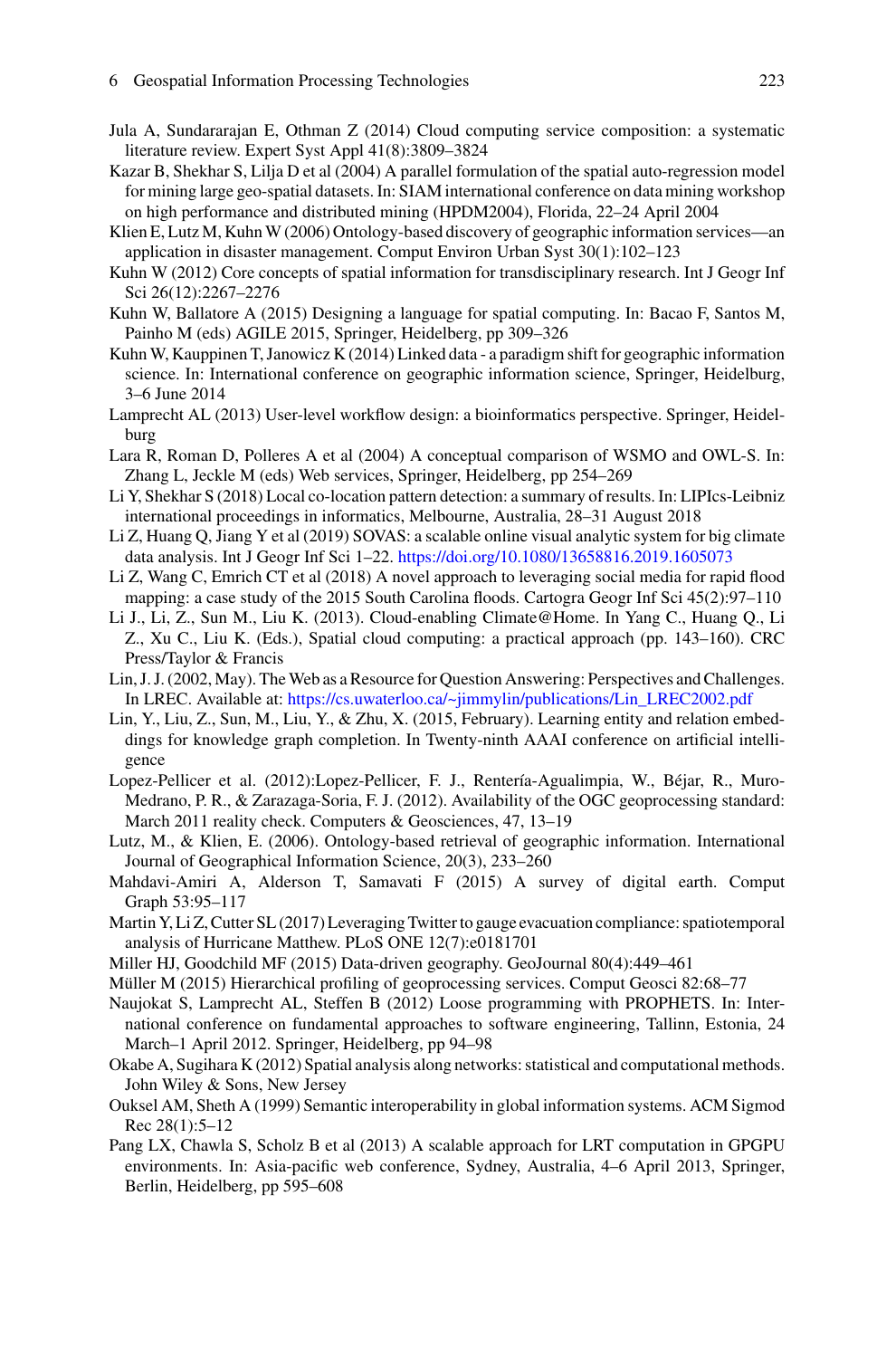Jula A, Sundararajan E, Othman Z (2014) Cloud computing service composition: a systematic literature review. Expert Syst Appl 41(8):3809–3824

Kazar B, Shekhar S, Lilja D et al (2004) A parallel formulation of the spatial auto-regression model for mining large geo-spatial datasets. In: SIAM international conference on data mining workshop on high performance and distributed mining (HPDM2004), Florida, 22–24 April 2004

Klien E, Lutz M, Kuhn W (2006) Ontology-based discovery of geographic information services—an application in disaster management. Comput Environ Urban Syst 30(1):102–123

Kuhn W (2012) Core concepts of spatial information for transdisciplinary research. Int J Geogr Inf Sci 26(12):2267–2276

Kuhn W, Ballatore A (2015) Designing a language for spatial computing. In: Bacao F, Santos M, Painho M (eds) AGILE 2015, Springer, Heidelberg, pp 309–326

Kuhn W, Kauppinen T, Janowicz K (2014) Linked data - a paradigm shift for geographic information science. In: International conference on geographic information science, Springer, Heidelburg, 3–6 June 2014

Lamprecht AL (2013) User-level workflow design: a bioinformatics perspective. Springer, Heidelburg

Lara R, Roman D, Polleres A et al (2004) A conceptual comparison of WSMO and OWL-S. In: Zhang L, Jeckle M (eds) Web services, Springer, Heidelberg, pp 254–269

Li Y, Shekhar S (2018) Local co-location pattern detection: a summary of results. In: LIPIcs-Leibniz international proceedings in informatics, Melbourne, Australia, 28–31 August 2018

Li Z, Huang Q, Jiang Y et al (2019) SOVAS: a scalable online visual analytic system for big climate data analysis. Int J Geogr Inf Sci 1–22. https://doi.org/10.1080/13658816.2019.1605073

Li Z, Wang C, Emrich CT et al (2018) A novel approach to leveraging social media for rapid flood mapping: a case study of the 2015 South Carolina floods. Cartogra Geogr Inf Sci 45(2):97–110

Li J., Li, Z., Sun M., Liu K. (2013). Cloud-enabling Climate@Home. In Yang C., Huang Q., Li Z., Xu C., Liu K. (Eds.), Spatial cloud computing: a practical approach (pp. 143–160). CRC Press/Taylor & Francis

Lin, J. J. (2002, May). The Web as a Resource for Question Answering: Perspectives and Challenges. In LREC. Available at: https://cs.uwaterloo.ca/~jimmylin/publications/Lin_LREC2002.pdf

Lin, Y., Liu, Z., Sun, M., Liu, Y., & Zhu, X. (2015, February). Learning entity and relation embeddings for knowledge graph completion. In Twenty-ninth AAAI conference on artificial intelligence

Lopez-Pellicer et al. (2012):Lopez-Pellicer, F. J., Rentería-Agualimpia, W., Béjar, R., Muro-Medrano, P. R., & Zarazaga-Soria, F. J. (2012). Availability of the OGC geoprocessing standard: March 2011 reality check. Computers & Geosciences, 47, 13–19

Lutz, M., & Klien, E. (2006). Ontology-based retrieval of geographic information. International Journal of Geographical Information Science, 20(3), 233–260

Mahdavi-Amiri A, Alderson T, Samavati F (2015) A survey of digital earth. Comput Graph 53:95–117

Martin Y, Li Z, Cutter SL (2017) Leveraging Twitter to gauge evacuation compliance: spatiotemporal analysis of Hurricane Matthew. PLoS ONE 12(7):e0181701

Miller HJ, Goodchild MF (2015) Data-driven geography. GeoJournal 80(4):449–461

Müller M (2015) Hierarchical profiling of geoprocessing services. Comput Geosci 82:68–77

Naujokat S, Lamprecht AL, Steffen B (2012) Loose programming with PROPHETS. In: International conference on fundamental approaches to software engineering, Tallinn, Estonia, 24 March–1 April 2012. Springer, Heidelberg, pp 94–98

Okabe A, Sugihara K (2012) Spatial analysis along networks: statistical and computational methods. John Wiley & Sons, New Jersey

Ouksel AM, Sheth A (1999) Semantic interoperability in global information systems. ACM Sigmod Rec 28(1):5–12

Pang LX, Chawla S, Scholz B et al (2013) A scalable approach for LRT computation in GPGPU environments. In: Asia-pacific web conference, Sydney, Australia, 4–6 April 2013, Springer, Berlin, Heidelberg, pp 595–608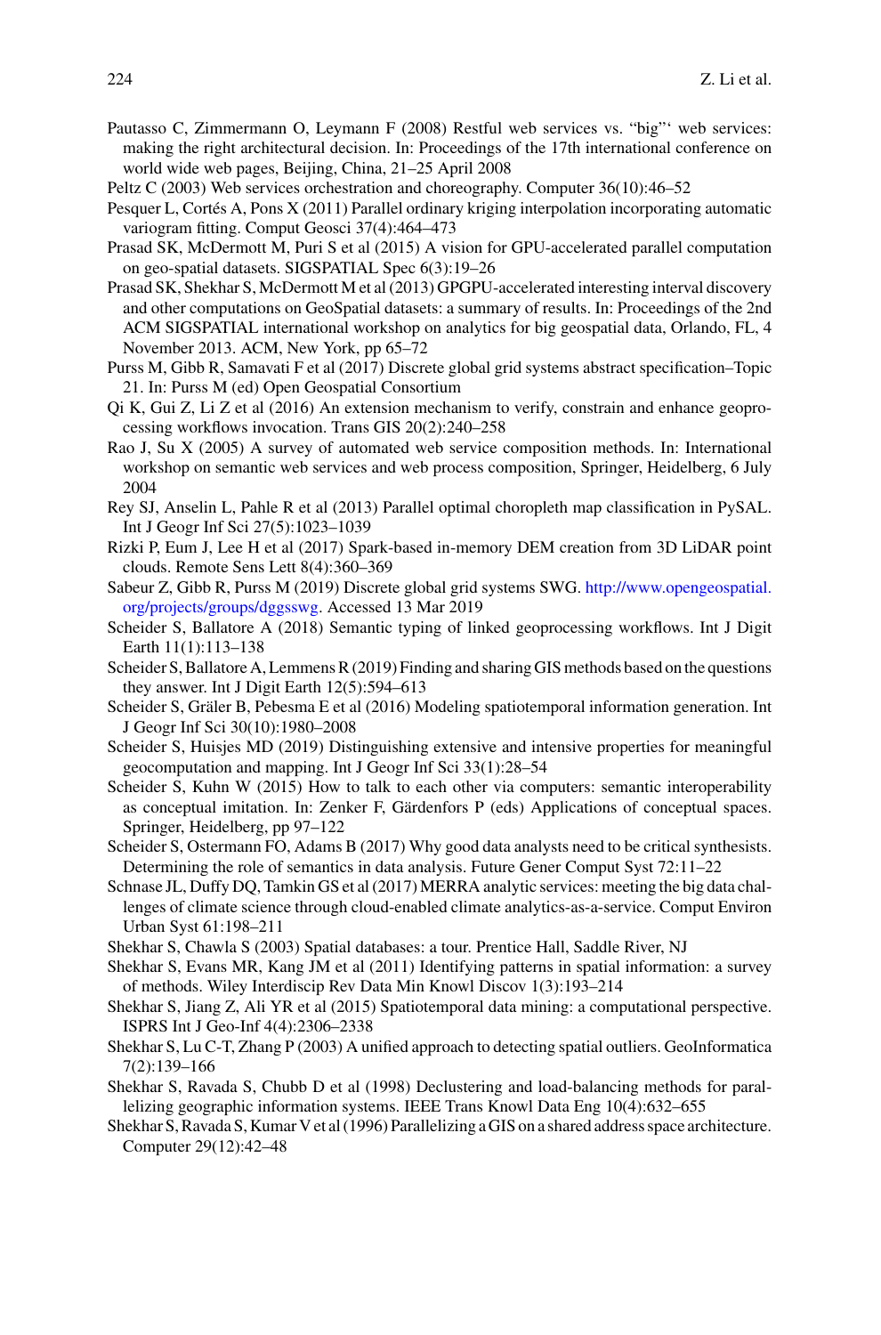Pautasso C, Zimmermann O, Leymann F (2008) Restful web services vs. "big"' web services: making the right architectural decision. In: Proceedings of the 17th international conference on world wide web pages, Beijing, China, 21–25 April 2008

Peltz C (2003) Web services orchestration and choreography. Computer 36(10):46–52

Pesquer L, Cortés A, Pons X (2011) Parallel ordinary kriging interpolation incorporating automatic variogram fitting. Comput Geosci 37(4):464–473

Prasad SK, McDermott M, Puri S et al (2015) A vision for GPU-accelerated parallel computation on geo-spatial datasets. SIGSPATIAL Spec 6(3):19–26

Prasad SK, Shekhar S, McDermott M et al (2013) GPGPU-accelerated interesting interval discovery and other computations on GeoSpatial datasets: a summary of results. In: Proceedings of the 2nd ACM SIGSPATIAL international workshop on analytics for big geospatial data, Orlando, FL, 4 November 2013. ACM, New York, pp 65–72

Purss M, Gibb R, Samavati F et al (2017) Discrete global grid systems abstract specification–Topic 21. In: Purss M (ed) Open Geospatial Consortium

Qi K, Gui Z, Li Z et al (2016) An extension mechanism to verify, constrain and enhance geoprocessing workflows invocation. Trans GIS 20(2):240–258

Rao J, Su X (2005) A survey of automated web service composition methods. In: International workshop on semantic web services and web process composition, Springer, Heidelberg, 6 July 2004

Rey SJ, Anselin L, Pahle R et al (2013) Parallel optimal choropleth map classification in PySAL. Int J Geogr Inf Sci 27(5):1023–1039

Rizki P, Eum J, Lee H et al (2017) Spark-based in-memory DEM creation from 3D LiDAR point clouds. Remote Sens Lett 8(4):360–369

Sabeur Z, Gibb R, Purss M (2019) Discrete global grid systems SWG. http://www.opengeospatial.org/projects/groups/dggsswg. Accessed 13 Mar 2019

Scheider S, Ballatore A (2018) Semantic typing of linked geoprocessing workflows. Int J Digit Earth 11(1):113–138

Scheider S, Ballatore A, Lemmens R (2019) Finding and sharing GIS methods based on the questions they answer. Int J Digit Earth 12(5):594–613

Scheider S, Gräler B, Pebesma E et al (2016) Modeling spatiotemporal information generation. Int J Geogr Inf Sci 30(10):1980–2008

Scheider S, Huisjes MD (2019) Distinguishing extensive and intensive properties for meaningful geocomputation and mapping. Int J Geogr Inf Sci 33(1):28–54

Scheider S, Kuhn W (2015) How to talk to each other via computers: semantic interoperability as conceptual imitation. In: Zenker F, Gärdenfors P (eds) Applications of conceptual spaces. Springer, Heidelberg, pp 97–122

Scheider S, Ostermann FO, Adams B (2017) Why good data analysts need to be critical synthesists. Determining the role of semantics in data analysis. Future Gener Comput Syst 72:11–22

Schnase JL, Duffy DQ, Tamkin GS et al (2017) MERRA analytic services: meeting the big data challenges of climate science through cloud-enabled climate analytics-as-a-service. Comput Environ Urban Syst 61:198–211

Shekhar S, Chawla S (2003) Spatial databases: a tour. Prentice Hall, Saddle River, NJ

Shekhar S, Evans MR, Kang JM et al (2011) Identifying patterns in spatial information: a survey of methods. Wiley Interdiscip Rev Data Min Knowl Discov 1(3):193–214

Shekhar S, Jiang Z, Ali YR et al (2015) Spatiotemporal data mining: a computational perspective. ISPRS Int J Geo-Inf 4(4):2306–2338

Shekhar S, Lu C-T, Zhang P (2003) A unified approach to detecting spatial outliers. GeoInformatica 7(2):139–166

Shekhar S, Ravada S, Chubb D et al (1998) Declustering and load-balancing methods for parallelizing geographic information systems. IEEE Trans Knowl Data Eng 10(4):632–655

Shekhar S, Ravada S, Kumar V et al (1996) Parallelizing a GIS on a shared address space architecture. Computer 29(12):42–48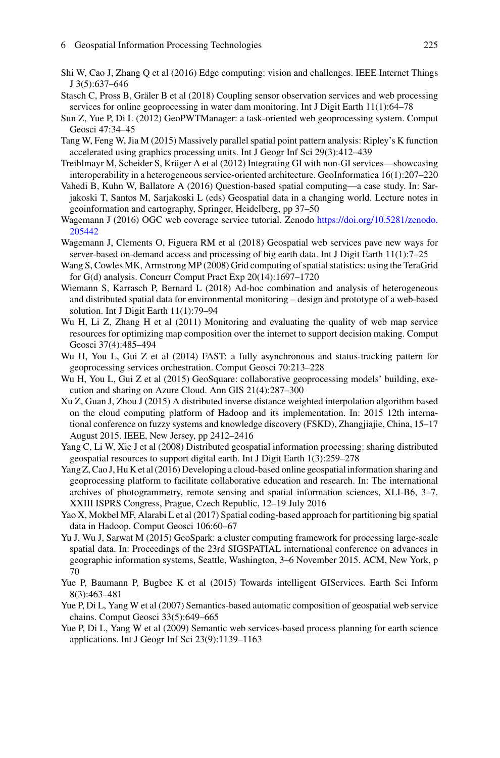Shi W, Cao J, Zhang Q et al (2016) Edge computing: vision and challenges. IEEE Internet Things J 3(5):637–646

Stasch C, Pross B, Gräler B et al (2018) Coupling sensor observation services and web processing services for online geoprocessing in water dam monitoring. Int J Digit Earth 11(1):64–78

Sun Z, Yue P, Di L (2012) GeoPWTManager: a task-oriented web geoprocessing system. Comput Geosci 47:34–45

Tang W, Feng W, Jia M (2015) Massively parallel spatial point pattern analysis: Ripley's K function accelerated using graphics processing units. Int J Geogr Inf Sci 29(3):412–439

Treiblmayr M, Scheider S, Krüger A et al (2012) Integrating GI with non-GI services—showcasing interoperability in a heterogeneous service-oriented architecture. GeoInformatica 16(1):207–220

Vahedi B, Kuhn W, Ballatore A (2016) Question-based spatial computing—a case study. In: Sarjakoski T, Santos M, Sarjakoski L (eds) Geospatial data in a changing world. Lecture notes in geoinformation and cartography, Springer, Heidelberg, pp 37–50

Wagemann J (2016) OGC web coverage service tutorial. Zenodo https://doi.org/10.5281/zenodo.205442

Wagemann J, Clements O, Figuera RM et al (2018) Geospatial web services pave new ways for server-based on-demand access and processing of big earth data. Int J Digit Earth 11(1):7–25

Wang S, Cowles MK, Armstrong MP (2008) Grid computing of spatial statistics: using the TeraGrid for G(d) analysis. Concurr Comput Pract Exp 20(14):1697–1720

Wiemann S, Karrasch P, Bernard L (2018) Ad-hoc combination and analysis of heterogeneous and distributed spatial data for environmental monitoring – design and prototype of a web-based solution. Int J Digit Earth 11(1):79–94

Wu H, Li Z, Zhang H et al (2011) Monitoring and evaluating the quality of web map service resources for optimizing map composition over the internet to support decision making. Comput Geosci 37(4):485–494

Wu H, You L, Gui Z et al (2014) FAST: a fully asynchronous and status-tracking pattern for geoprocessing services orchestration. Comput Geosci 70:213–228

Wu H, You L, Gui Z et al (2015) GeoSquare: collaborative geoprocessing models' building, execution and sharing on Azure Cloud. Ann GIS 21(4):287–300

Xu Z, Guan J, Zhou J (2015) A distributed inverse distance weighted interpolation algorithm based on the cloud computing platform of Hadoop and its implementation. In: 2015 12th international conference on fuzzy systems and knowledge discovery (FSKD), Zhangjiajie, China, 15–17 August 2015. IEEE, New Jersey, pp 2412–2416

Yang C, Li W, Xie J et al (2008) Distributed geospatial information processing: sharing distributed geospatial resources to support digital earth. Int J Digit Earth 1(3):259–278

Yang Z, Cao J, Hu K et al (2016) Developing a cloud-based online geospatial information sharing and geoprocessing platform to facilitate collaborative education and research. In: The international archives of photogrammetry, remote sensing and spatial information sciences, XLI-B6, 3–7. XXIII ISPRS Congress, Prague, Czech Republic, 12–19 July 2016

Yao X, Mokbel MF, Alarabi L et al (2017) Spatial coding-based approach for partitioning big spatial data in Hadoop. Comput Geosci 106:60–67

Yu J, Wu J, Sarwat M (2015) GeoSpark: a cluster computing framework for processing large-scale spatial data. In: Proceedings of the 23rd SIGSPATIAL international conference on advances in geographic information systems, Seattle, Washington, 3–6 November 2015. ACM, New York, p 70

Yue P, Baumann P, Bugbee K et al (2015) Towards intelligent GIServices. Earth Sci Inform 8(3):463–481

Yue P, Di L, Yang W et al (2007) Semantics-based automatic composition of geospatial web service chains. Comput Geosci 33(5):649–665

Yue P, Di L, Yang W et al (2009) Semantic web services-based process planning for earth science applications. Int J Geogr Inf Sci 23(9):1139–1163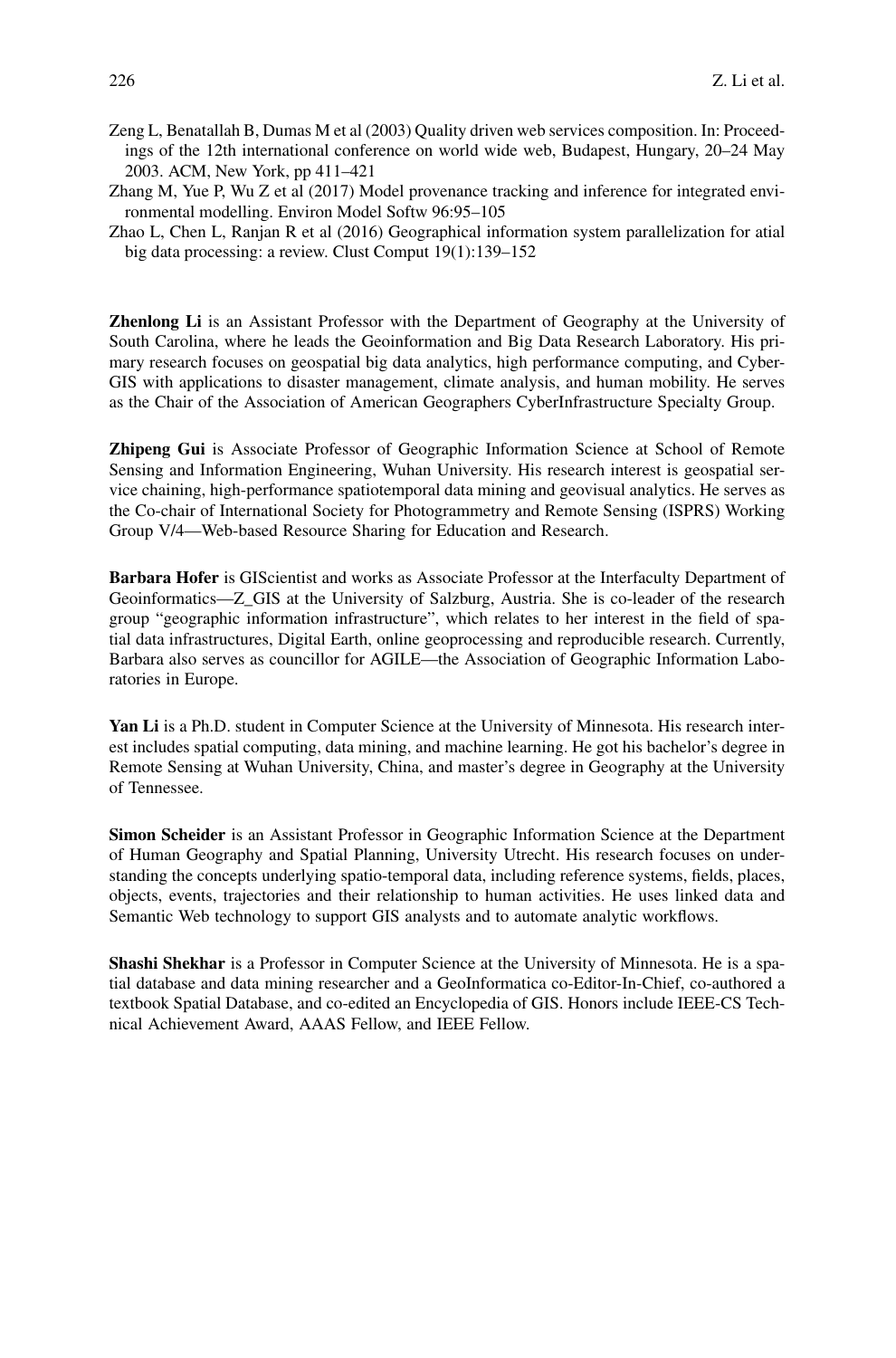Zeng L, Benatallah B, Dumas M et al (2003) Quality driven web services composition. In: Proceedings of the 12th international conference on world wide web, Budapest, Hungary, 20–24 May 2003. ACM, New York, pp 411–421

Zhang M, Yue P, Wu Z et al (2017) Model provenance tracking and inference for integrated environmental modelling. Environ Model Softw 96:95–105

Zhao L, Chen L, Ranjan R et al (2016) Geographical information system parallelization for atial big data processing: a review. Clust Comput 19(1):139–152

**Zhenlong Li** is an Assistant Professor with the Department of Geography at the University of South Carolina, where he leads the Geoinformation and Big Data Research Laboratory. His primary research focuses on geospatial big data analytics, high performance computing, and CyberGIS with applications to disaster management, climate analysis, and human mobility. He serves as the Chair of the Association of American Geographers CyberInfrastructure Specialty Group.

**Zhipeng Gui** is Associate Professor of Geographic Information Science at School of Remote Sensing and Information Engineering, Wuhan University. His research interest is geospatial service chaining, high-performance spatiotemporal data mining and geovisual analytics. He serves as the Co-chair of International Society for Photogrammetry and Remote Sensing (ISPRS) Working Group V/4—Web-based Resource Sharing for Education and Research.

**Barbara Hofer** is GIScientist and works as Associate Professor at the Interfaculty Department of Geoinformatics—Z_GIS at the University of Salzburg, Austria. She is co-leader of the research group "geographic information infrastructure", which relates to her interest in the field of spatial data infrastructures, Digital Earth, online geoprocessing and reproducible research. Currently, Barbara also serves as councillor for AGILE—the Association of Geographic Information Laboratories in Europe.

**Yan Li** is a Ph.D. student in Computer Science at the University of Minnesota. His research interest includes spatial computing, data mining, and machine learning. He got his bachelor's degree in Remote Sensing at Wuhan University, China, and master's degree in Geography at the University of Tennessee.

**Simon Scheider** is an Assistant Professor in Geographic Information Science at the Department of Human Geography and Spatial Planning, University Utrecht. His research focuses on understanding the concepts underlying spatio-temporal data, including reference systems, fields, places, objects, events, trajectories and their relationship to human activities. He uses linked data and Semantic Web technology to support GIS analysts and to automate analytic workflows.

**Shashi Shekhar** is a Professor in Computer Science at the University of Minnesota. He is a spatial database and data mining researcher and a GeoInformatica co-Editor-In-Chief, co-authored a textbook Spatial Database, and co-edited an Encyclopedia of GIS. Honors include IEEE-CS Technical Achievement Award, AAAS Fellow, and IEEE Fellow.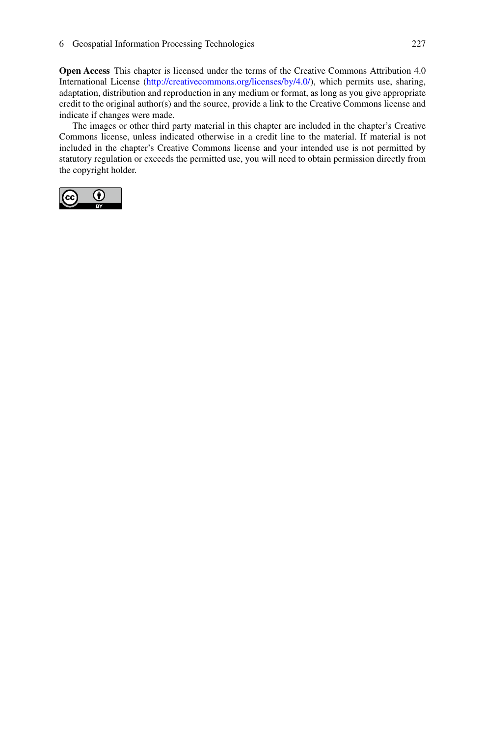**Open Access** This chapter is licensed under the terms of the Creative Commons Attribution 4.0 International License (http://creativecommons.org/licenses/by/4.0/), which permits use, sharing, adaptation, distribution and reproduction in any medium or format, as long as you give appropriate credit to the original author(s) and the source, provide a link to the Creative Commons license and indicate if changes were made.

The images or other third party material in this chapter are included in the chapter's Creative Commons license, unless indicated otherwise in a credit line to the material. If material is not included in the chapter's Creative Commons license and your intended use is not permitted by statutory regulation or exceeds the permitted use, you will need to obtain permission directly from the copyright holder.